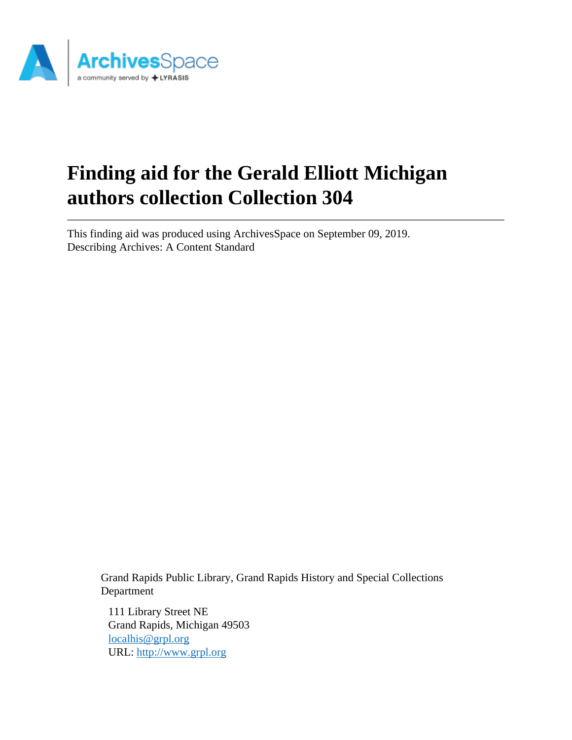# Finding aid for the Gerald Elliott Michigan authors collection Collection 304

This finding aid was produced using ArchivesSpace on September 09, 2019.
Describing Archives: A Content Standard

Grand Rapids Public Library, Grand Rapids History and Special Collections Department

111 Library Street NE
Grand Rapids, Michigan 49503
localhis@grpl.org
URL: http://www.grpl.org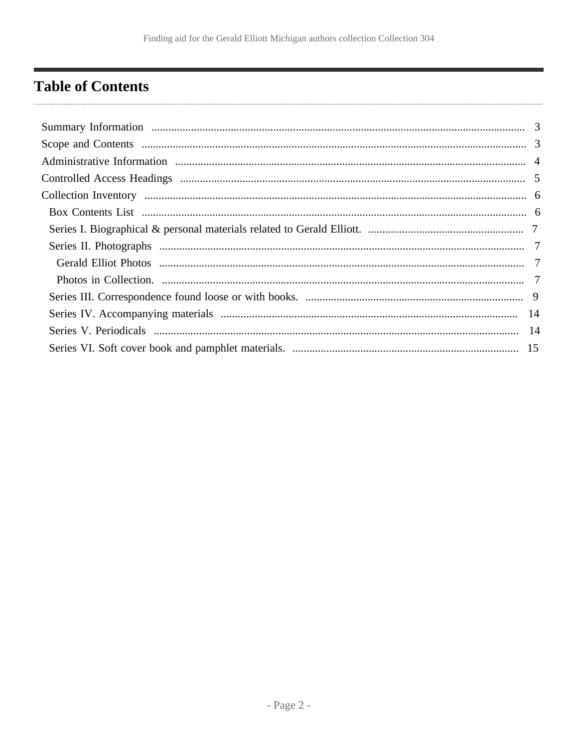# Table of Contents

- Summary Information ... 3
- Scope and Contents ... 3
- Administrative Information ... 4
- Controlled Access Headings ... 5
- Collection Inventory ... 6
  - Box Contents List ... 6
  - Series I. Biographical & personal materials related to Gerald Elliott. ... 7
  - Series II. Photographs ... 7
    - Gerald Elliot Photos ... 7
    - Photos in Collection. ... 7
  - Series III. Correspondence found loose or with books. ... 9
  - Series IV. Accompanying materials ... 14
  - Series V. Periodicals ... 14
  - Series VI. Soft cover book and pamphlet materials. ... 15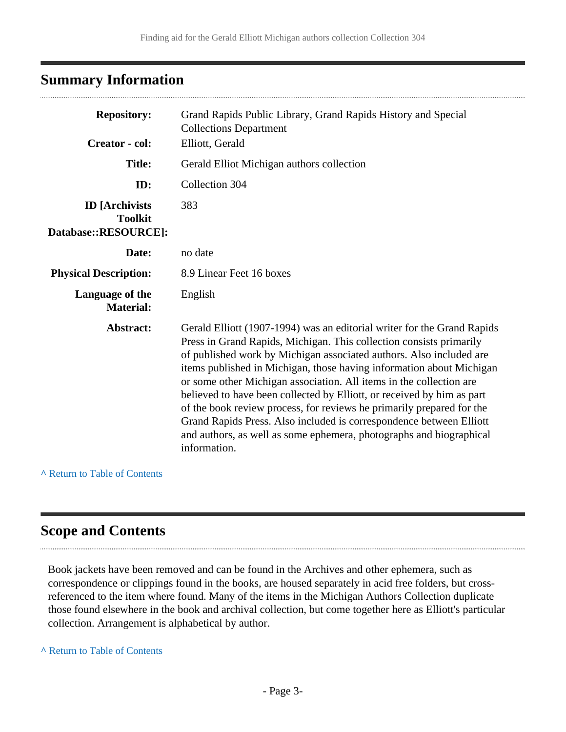## Summary Information

| | |
|---|---|
| **Repository:** | Grand Rapids Public Library, Grand Rapids History and Special Collections Department |
| **Creator - col:** | Elliott, Gerald |
| **Title:** | Gerald Elliot Michigan authors collection |
| **ID:** | Collection 304 |
| **ID [Archivists Toolkit Database::RESOURCE]:** | 383 |
| **Date:** | no date |
| **Physical Description:** | 8.9 Linear Feet 16 boxes |
| **Language of the Material:** | English |
| **Abstract:** | Gerald Elliott (1907-1994) was an editorial writer for the Grand Rapids Press in Grand Rapids, Michigan. This collection consists primarily of published work by Michigan associated authors. Also included are items published in Michigan, those having information about Michigan or some other Michigan association. All items in the collection are believed to have been collected by Elliott, or received by him as part of the book review process, for reviews he primarily prepared for the Grand Rapids Press. Also included is correspondence between Elliott and authors, as well as some ephemera, photographs and biographical information. |

^ Return to Table of Contents

## Scope and Contents

Book jackets have been removed and can be found in the Archives and other ephemera, such as correspondence or clippings found in the books, are housed separately in acid free folders, but cross-referenced to the item where found. Many of the items in the Michigan Authors Collection duplicate those found elsewhere in the book and archival collection, but come together here as Elliott's particular collection. Arrangement is alphabetical by author.

^ Return to Table of Contents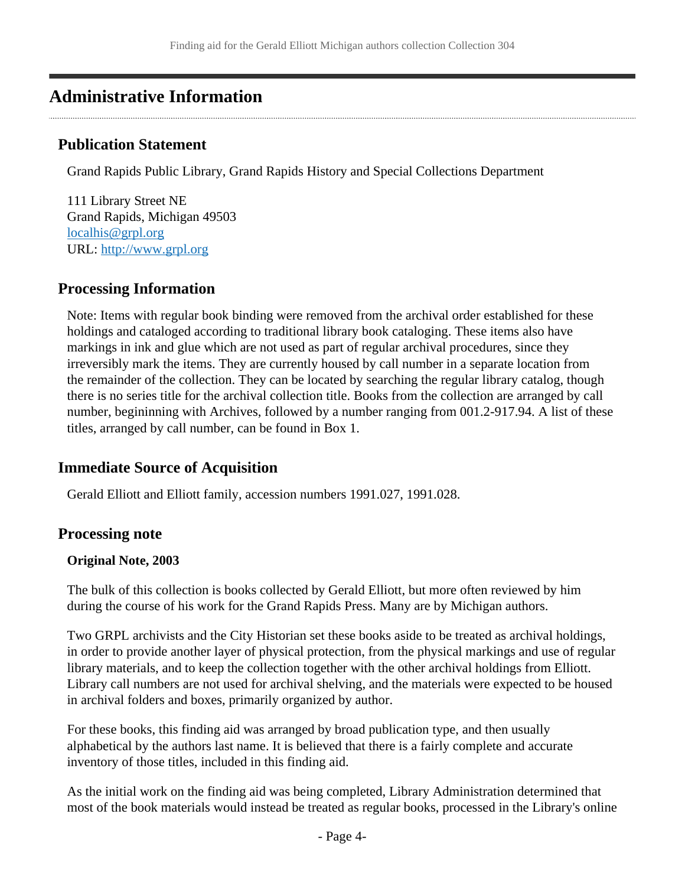## Administrative Information

### Publication Statement

Grand Rapids Public Library, Grand Rapids History and Special Collections Department

111 Library Street NE
Grand Rapids, Michigan 49503
localhis@grpl.org
URL: http://www.grpl.org

### Processing Information

Note: Items with regular book binding were removed from the archival order established for these holdings and cataloged according to traditional library book cataloging. These items also have markings in ink and glue which are not used as part of regular archival procedures, since they irreversibly mark the items. They are currently housed by call number in a separate location from the remainder of the collection. They can be located by searching the regular library catalog, though there is no series title for the archival collection title. Books from the collection are arranged by call number, begininning with Archives, followed by a number ranging from 001.2-917.94. A list of these titles, arranged by call number, can be found in Box 1.

### Immediate Source of Acquisition

Gerald Elliott and Elliott family, accession numbers 1991.027, 1991.028.

### Processing note

**Original Note, 2003**

The bulk of this collection is books collected by Gerald Elliott, but more often reviewed by him during the course of his work for the Grand Rapids Press. Many are by Michigan authors.

Two GRPL archivists and the City Historian set these books aside to be treated as archival holdings, in order to provide another layer of physical protection, from the physical markings and use of regular library materials, and to keep the collection together with the other archival holdings from Elliott. Library call numbers are not used for archival shelving, and the materials were expected to be housed in archival folders and boxes, primarily organized by author.

For these books, this finding aid was arranged by broad publication type, and then usually alphabetical by the authors last name. It is believed that there is a fairly complete and accurate inventory of those titles, included in this finding aid.

As the initial work on the finding aid was being completed, Library Administration determined that most of the book materials would instead be treated as regular books, processed in the Library's online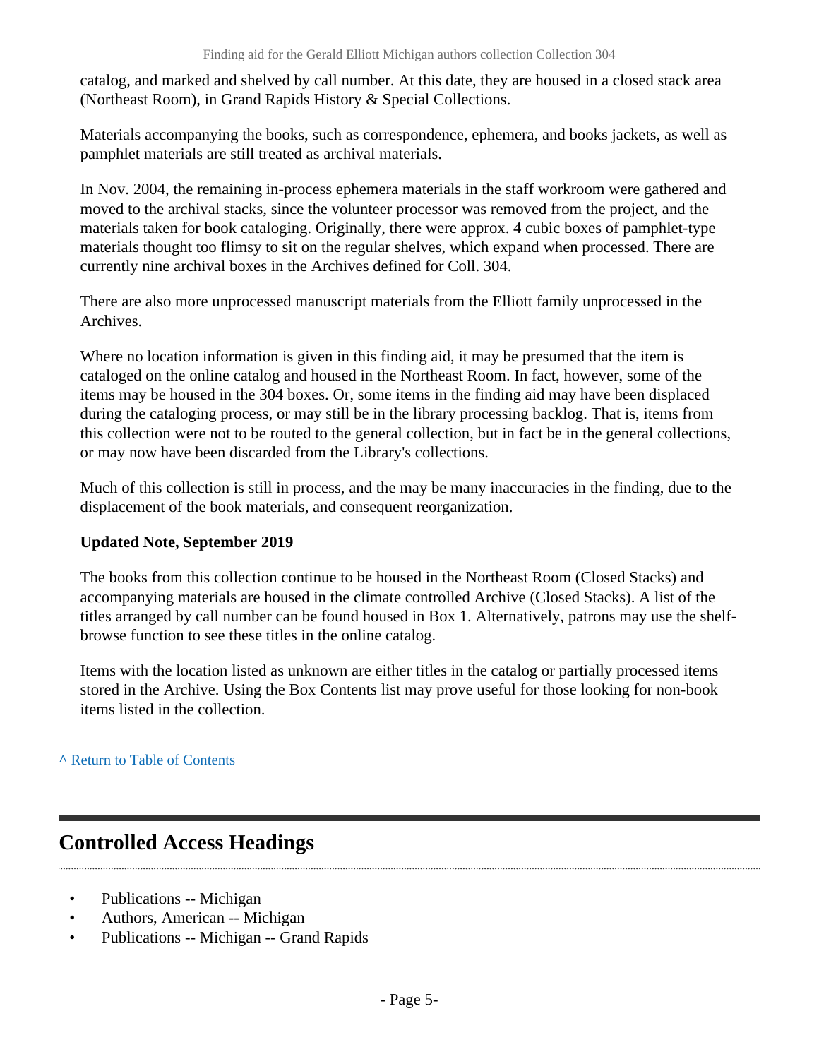catalog, and marked and shelved by call number. At this date, they are housed in a closed stack area (Northeast Room), in Grand Rapids History & Special Collections.

Materials accompanying the books, such as correspondence, ephemera, and books jackets, as well as pamphlet materials are still treated as archival materials.

In Nov. 2004, the remaining in-process ephemera materials in the staff workroom were gathered and moved to the archival stacks, since the volunteer processor was removed from the project, and the materials taken for book cataloging. Originally, there were approx. 4 cubic boxes of pamphlet-type materials thought too flimsy to sit on the regular shelves, which expand when processed. There are currently nine archival boxes in the Archives defined for Coll. 304.

There are also more unprocessed manuscript materials from the Elliott family unprocessed in the Archives.

Where no location information is given in this finding aid, it may be presumed that the item is cataloged on the online catalog and housed in the Northeast Room. In fact, however, some of the items may be housed in the 304 boxes. Or, some items in the finding aid may have been displaced during the cataloging process, or may still be in the library processing backlog. That is, items from this collection were not to be routed to the general collection, but in fact be in the general collections, or may now have been discarded from the Library's collections.

Much of this collection is still in process, and the may be many inaccuracies in the finding, due to the displacement of the book materials, and consequent reorganization.

**Updated Note, September 2019**

The books from this collection continue to be housed in the Northeast Room (Closed Stacks) and accompanying materials are housed in the climate controlled Archive (Closed Stacks). A list of the titles arranged by call number can be found housed in Box 1. Alternatively, patrons may use the shelf-browse function to see these titles in the online catalog.

Items with the location listed as unknown are either titles in the catalog or partially processed items stored in the Archive. Using the Box Contents list may prove useful for those looking for non-book items listed in the collection.

^ Return to Table of Contents

## Controlled Access Headings

- Publications -- Michigan
- Authors, American -- Michigan
- Publications -- Michigan -- Grand Rapids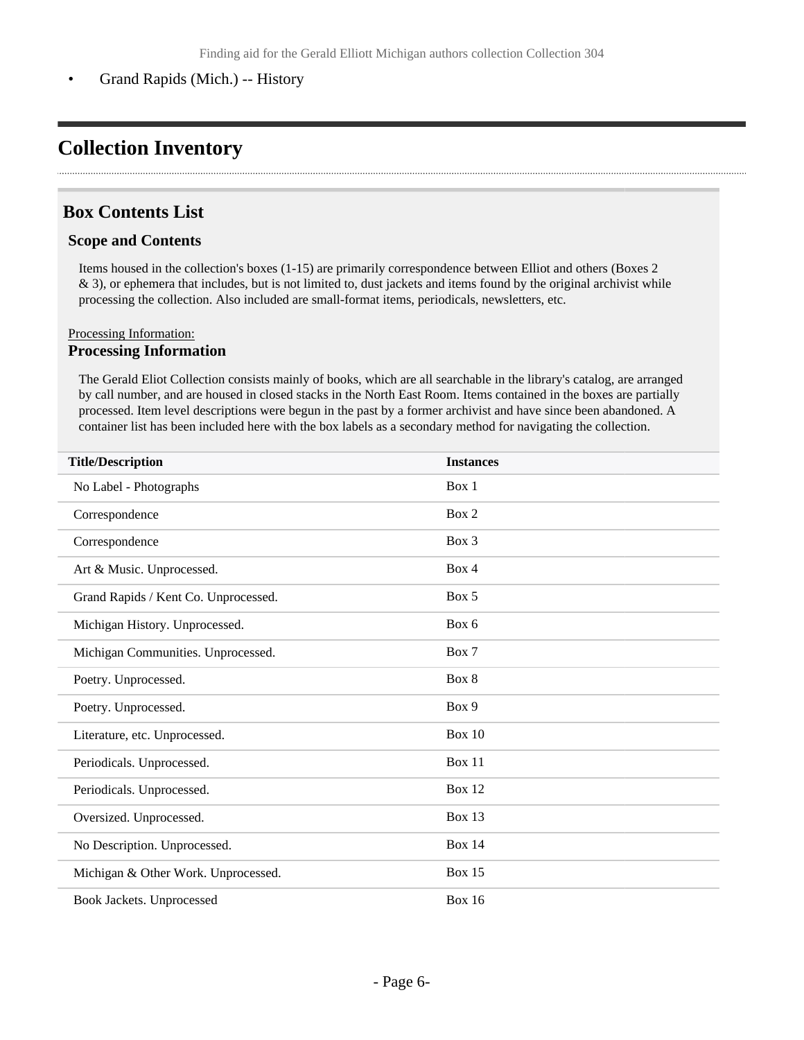- Grand Rapids (Mich.) -- History

# Collection Inventory

## Box Contents List

### Scope and Contents

Items housed in the collection's boxes (1-15) are primarily correspondence between Elliot and others (Boxes 2 & 3), or ephemera that includes, but is not limited to, dust jackets and items found by the original archivist while processing the collection. Also included are small-format items, periodicals, newsletters, etc.

Processing Information:

### Processing Information

The Gerald Eliot Collection consists mainly of books, which are all searchable in the library's catalog, are arranged by call number, and are housed in closed stacks in the North East Room. Items contained in the boxes are partially processed. Item level descriptions were begun in the past by a former archivist and have since been abandoned. A container list has been included here with the box labels as a secondary method for navigating the collection.

| Title/Description | Instances |
| --- | --- |
| No Label - Photographs | Box 1 |
| Correspondence | Box 2 |
| Correspondence | Box 3 |
| Art & Music. Unprocessed. | Box 4 |
| Grand Rapids / Kent Co. Unprocessed. | Box 5 |
| Michigan History. Unprocessed. | Box 6 |
| Michigan Communities. Unprocessed. | Box 7 |
| Poetry. Unprocessed. | Box 8 |
| Poetry. Unprocessed. | Box 9 |
| Literature, etc. Unprocessed. | Box 10 |
| Periodicals. Unprocessed. | Box 11 |
| Periodicals. Unprocessed. | Box 12 |
| Oversized. Unprocessed. | Box 13 |
| No Description. Unprocessed. | Box 14 |
| Michigan & Other Work. Unprocessed. | Box 15 |
| Book Jackets. Unprocessed | Box 16 |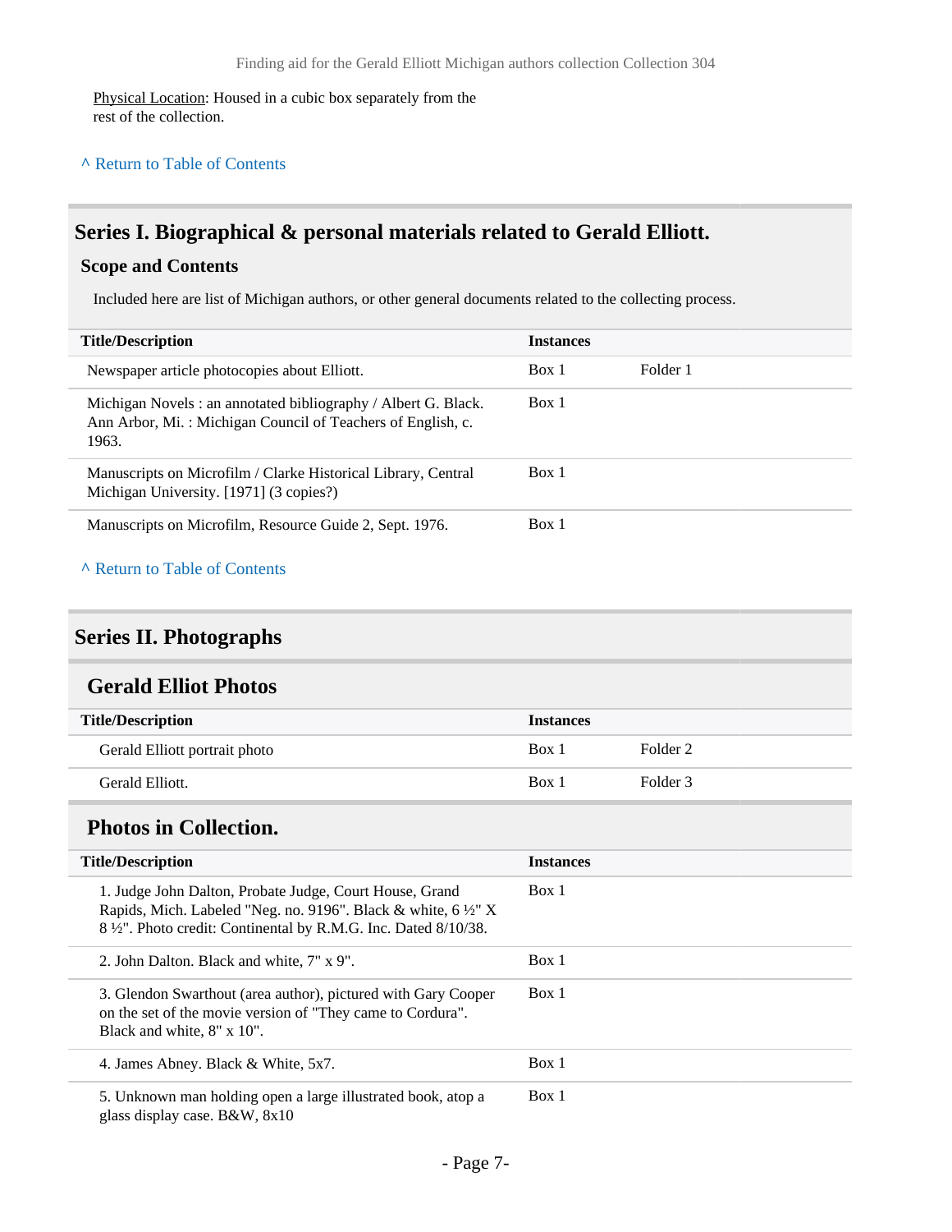Physical Location: Housed in a cubic box separately from the rest of the collection.

^ Return to Table of Contents

## Series I. Biographical & personal materials related to Gerald Elliott.

### Scope and Contents

Included here are list of Michigan authors, or other general documents related to the collecting process.

| Title/Description | Instances | |
|---|---|---|
| Newspaper article photocopies about Elliott. | Box 1 | Folder 1 |
| Michigan Novels : an annotated bibliography / Albert G. Black. Ann Arbor, Mi. : Michigan Council of Teachers of English, c. 1963. | Box 1 | |
| Manuscripts on Microfilm / Clarke Historical Library, Central Michigan University. [1971] (3 copies?) | Box 1 | |
| Manuscripts on Microfilm, Resource Guide 2, Sept. 1976. | Box 1 | |

^ Return to Table of Contents

## Series II. Photographs

### Gerald Elliot Photos

| Title/Description | Instances | |
|---|---|---|
| Gerald Elliott portrait photo | Box 1 | Folder 2 |
| Gerald Elliott. | Box 1 | Folder 3 |

### Photos in Collection.

| Title/Description | Instances |
|---|---|
| 1. Judge John Dalton, Probate Judge, Court House, Grand Rapids, Mich. Labeled "Neg. no. 9196". Black & white, 6 ½" X 8 ½". Photo credit: Continental by R.M.G. Inc. Dated 8/10/38. | Box 1 |
| 2. John Dalton. Black and white, 7" x 9". | Box 1 |
| 3. Glendon Swarthout (area author), pictured with Gary Cooper on the set of the movie version of "They came to Cordura". Black and white, 8" x 10". | Box 1 |
| 4. James Abney. Black & White, 5x7. | Box 1 |
| 5. Unknown man holding open a large illustrated book, atop a glass display case. B&W, 8x10 | Box 1 |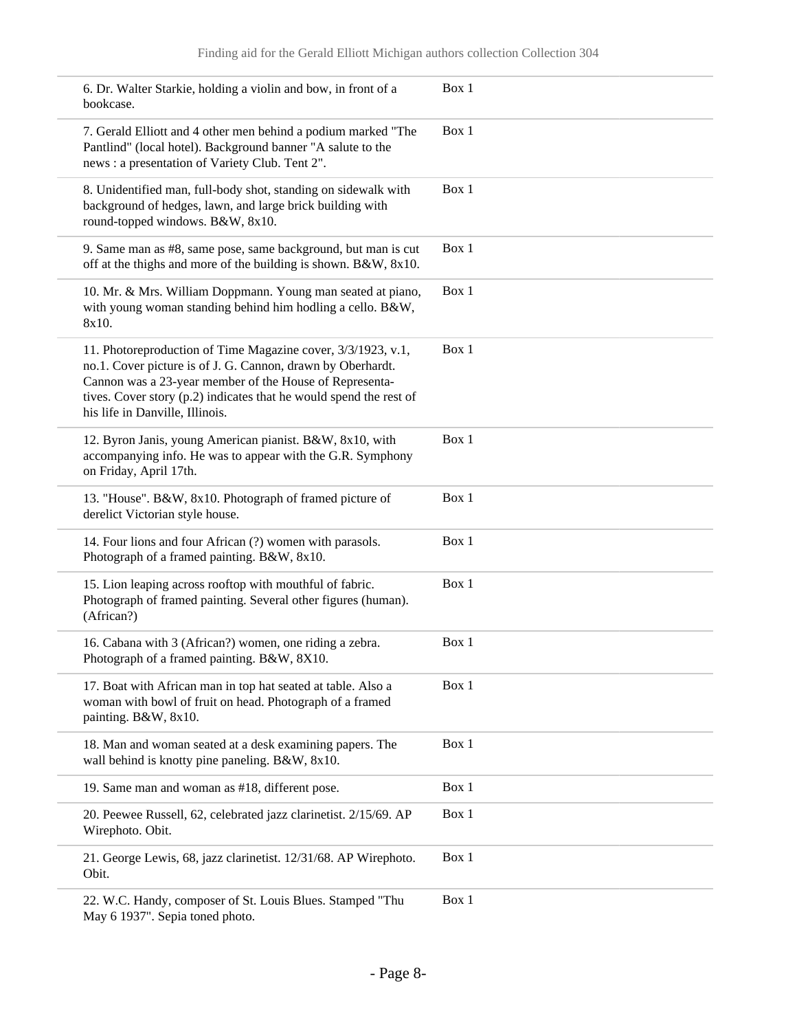| | |
|---|---|
| 6. Dr. Walter Starkie, holding a violin and bow, in front of a bookcase. | Box 1 |
| 7. Gerald Elliott and 4 other men behind a podium marked "The Pantlind" (local hotel). Background banner "A salute to the news : a presentation of Variety Club. Tent 2". | Box 1 |
| 8. Unidentified man, full-body shot, standing on sidewalk with background of hedges, lawn, and large brick building with round-topped windows. B&W, 8x10. | Box 1 |
| 9. Same man as #8, same pose, same background, but man is cut off at the thighs and more of the building is shown. B&W, 8x10. | Box 1 |
| 10. Mr. & Mrs. William Doppmann. Young man seated at piano, with young woman standing behind him hodling a cello. B&W, 8x10. | Box 1 |
| 11. Photoreproduction of Time Magazine cover, 3/3/1923, v.1, no.1. Cover picture is of J. G. Cannon, drawn by Oberhardt. Cannon was a 23-year member of the House of Representatives. Cover story (p.2) indicates that he would spend the rest of his life in Danville, Illinois. | Box 1 |
| 12. Byron Janis, young American pianist. B&W, 8x10, with accompanying info. He was to appear with the G.R. Symphony on Friday, April 17th. | Box 1 |
| 13. "House". B&W, 8x10. Photograph of framed picture of derelict Victorian style house. | Box 1 |
| 14. Four lions and four African (?) women with parasols. Photograph of a framed painting. B&W, 8x10. | Box 1 |
| 15. Lion leaping across rooftop with mouthful of fabric. Photograph of framed painting. Several other figures (human). (African?) | Box 1 |
| 16. Cabana with 3 (African?) women, one riding a zebra. Photograph of a framed painting. B&W, 8X10. | Box 1 |
| 17. Boat with African man in top hat seated at table. Also a woman with bowl of fruit on head. Photograph of a framed painting. B&W, 8x10. | Box 1 |
| 18. Man and woman seated at a desk examining papers. The wall behind is knotty pine paneling. B&W, 8x10. | Box 1 |
| 19. Same man and woman as #18, different pose. | Box 1 |
| 20. Peewee Russell, 62, celebrated jazz clarinetist. 2/15/69. AP Wirephoto. Obit. | Box 1 |
| 21. George Lewis, 68, jazz clarinetist. 12/31/68. AP Wirephoto. Obit. | Box 1 |
| 22. W.C. Handy, composer of St. Louis Blues. Stamped "Thu May 6 1937". Sepia toned photo. | Box 1 |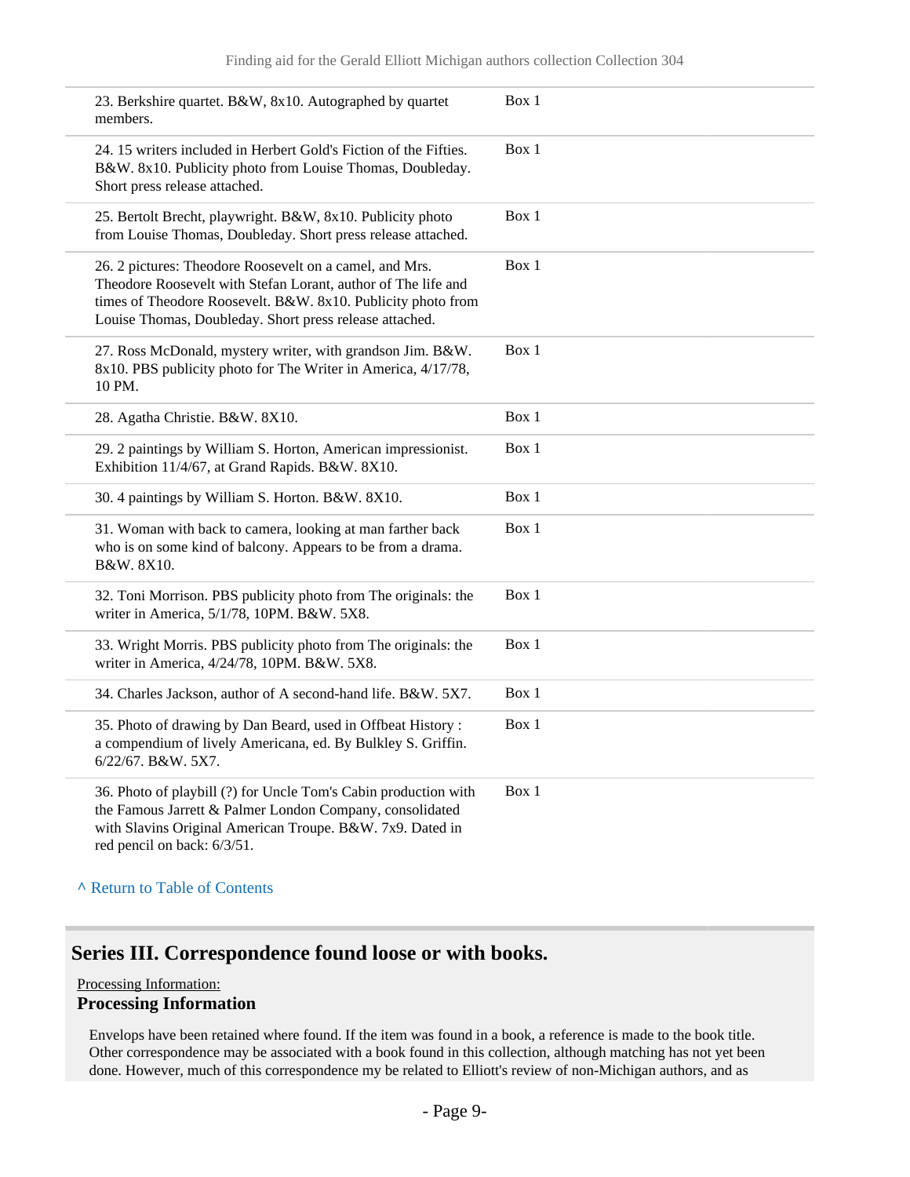| | |
|---|---|
| 23. Berkshire quartet. B&W, 8x10. Autographed by quartet members. | Box 1 |
| 24. 15 writers included in Herbert Gold's Fiction of the Fifties. B&W. 8x10. Publicity photo from Louise Thomas, Doubleday. Short press release attached. | Box 1 |
| 25. Bertolt Brecht, playwright. B&W, 8x10. Publicity photo from Louise Thomas, Doubleday. Short press release attached. | Box 1 |
| 26. 2 pictures: Theodore Roosevelt on a camel, and Mrs. Theodore Roosevelt with Stefan Lorant, author of The life and times of Theodore Roosevelt. B&W. 8x10. Publicity photo from Louise Thomas, Doubleday. Short press release attached. | Box 1 |
| 27. Ross McDonald, mystery writer, with grandson Jim. B&W. 8x10. PBS publicity photo for The Writer in America, 4/17/78, 10 PM. | Box 1 |
| 28. Agatha Christie. B&W. 8X10. | Box 1 |
| 29. 2 paintings by William S. Horton, American impressionist. Exhibition 11/4/67, at Grand Rapids. B&W. 8X10. | Box 1 |
| 30. 4 paintings by William S. Horton. B&W. 8X10. | Box 1 |
| 31. Woman with back to camera, looking at man farther back who is on some kind of balcony. Appears to be from a drama. B&W. 8X10. | Box 1 |
| 32. Toni Morrison. PBS publicity photo from The originals: the writer in America, 5/1/78, 10PM. B&W. 5X8. | Box 1 |
| 33. Wright Morris. PBS publicity photo from The originals: the writer in America, 4/24/78, 10PM. B&W. 5X8. | Box 1 |
| 34. Charles Jackson, author of A second-hand life. B&W. 5X7. | Box 1 |
| 35. Photo of drawing by Dan Beard, used in Offbeat History : a compendium of lively Americana, ed. By Bulkley S. Griffin. 6/22/67. B&W. 5X7. | Box 1 |
| 36. Photo of playbill (?) for Uncle Tom's Cabin production with the Famous Jarrett & Palmer London Company, consolidated with Slavins Original American Troupe. B&W. 7x9. Dated in red pencil on back: 6/3/51. | Box 1 |

^ Return to Table of Contents

## Series III. Correspondence found loose or with books.

Processing Information:

**Processing Information**

Envelops have been retained where found. If the item was found in a book, a reference is made to the book title. Other correspondence may be associated with a book found in this collection, although matching has not yet been done. However, much of this correspondence my be related to Elliott's review of non-Michigan authors, and as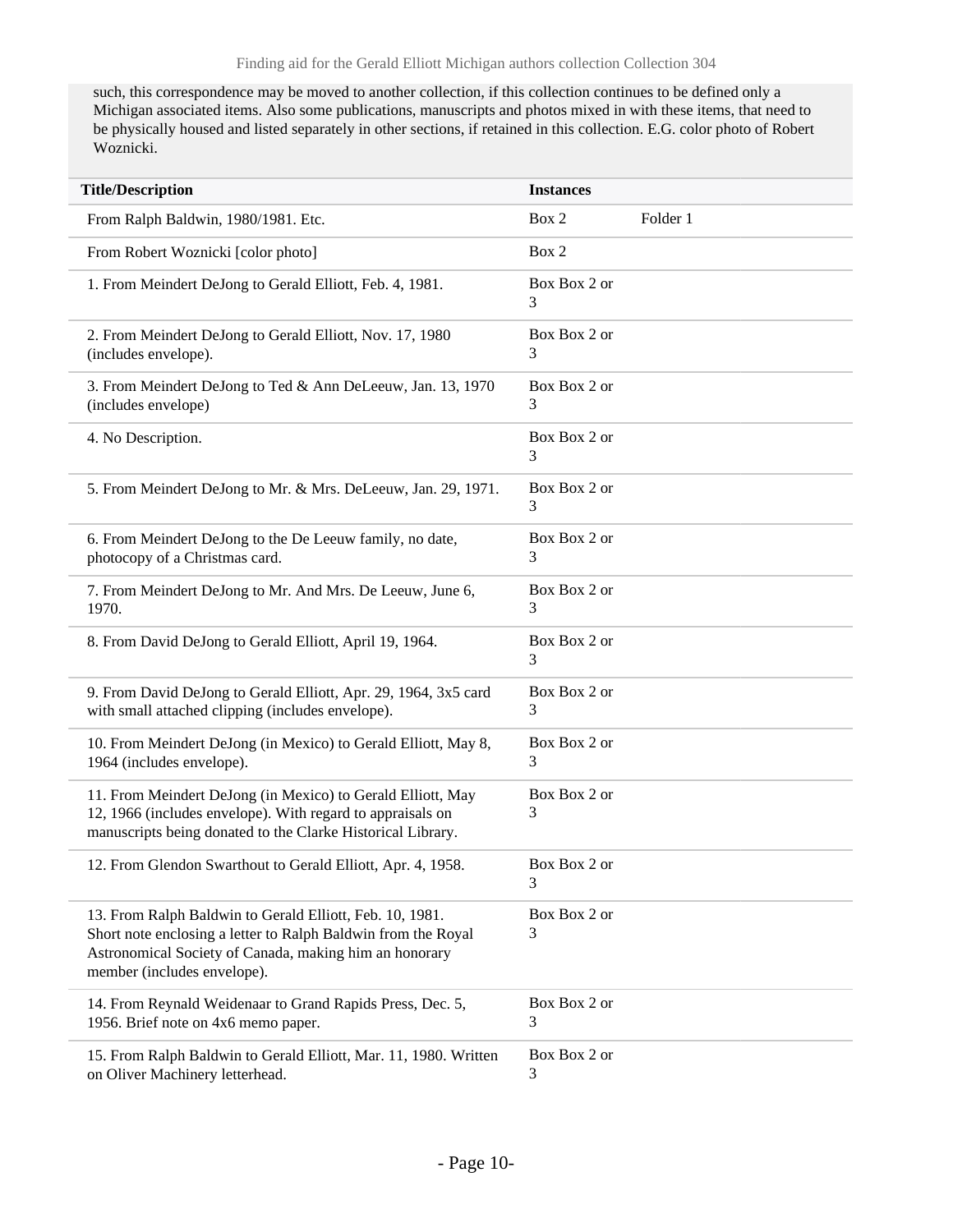such, this correspondence may be moved to another collection, if this collection continues to be defined only a Michigan associated items. Also some publications, manuscripts and photos mixed in with these items, that need to be physically housed and listed separately in other sections, if retained in this collection. E.G. color photo of Robert Woznicki.

| Title/Description | Instances | |
|---|---|---|
| From Ralph Baldwin, 1980/1981. Etc. | Box 2 | Folder 1 |
| From Robert Woznicki [color photo] | Box 2 | |
| 1. From Meindert DeJong to Gerald Elliott, Feb. 4, 1981. | Box Box 2 or 3 | |
| 2. From Meindert DeJong to Gerald Elliott, Nov. 17, 1980 (includes envelope). | Box Box 2 or 3 | |
| 3. From Meindert DeJong to Ted & Ann DeLeeuw, Jan. 13, 1970 (includes envelope) | Box Box 2 or 3 | |
| 4. No Description. | Box Box 2 or 3 | |
| 5. From Meindert DeJong to Mr. & Mrs. DeLeeuw, Jan. 29, 1971. | Box Box 2 or 3 | |
| 6. From Meindert DeJong to the De Leeuw family, no date, photocopy of a Christmas card. | Box Box 2 or 3 | |
| 7. From Meindert DeJong to Mr. And Mrs. De Leeuw, June 6, 1970. | Box Box 2 or 3 | |
| 8. From David DeJong to Gerald Elliott, April 19, 1964. | Box Box 2 or 3 | |
| 9. From David DeJong to Gerald Elliott, Apr. 29, 1964, 3x5 card with small attached clipping (includes envelope). | Box Box 2 or 3 | |
| 10. From Meindert DeJong (in Mexico) to Gerald Elliott, May 8, 1964 (includes envelope). | Box Box 2 or 3 | |
| 11. From Meindert DeJong (in Mexico) to Gerald Elliott, May 12, 1966 (includes envelope). With regard to appraisals on manuscripts being donated to the Clarke Historical Library. | Box Box 2 or 3 | |
| 12. From Glendon Swarthout to Gerald Elliott, Apr. 4, 1958. | Box Box 2 or 3 | |
| 13. From Ralph Baldwin to Gerald Elliott, Feb. 10, 1981. Short note enclosing a letter to Ralph Baldwin from the Royal Astronomical Society of Canada, making him an honorary member (includes envelope). | Box Box 2 or 3 | |
| 14. From Reynald Weidenaar to Grand Rapids Press, Dec. 5, 1956. Brief note on 4x6 memo paper. | Box Box 2 or 3 | |
| 15. From Ralph Baldwin to Gerald Elliott, Mar. 11, 1980. Written on Oliver Machinery letterhead. | Box Box 2 or 3 | |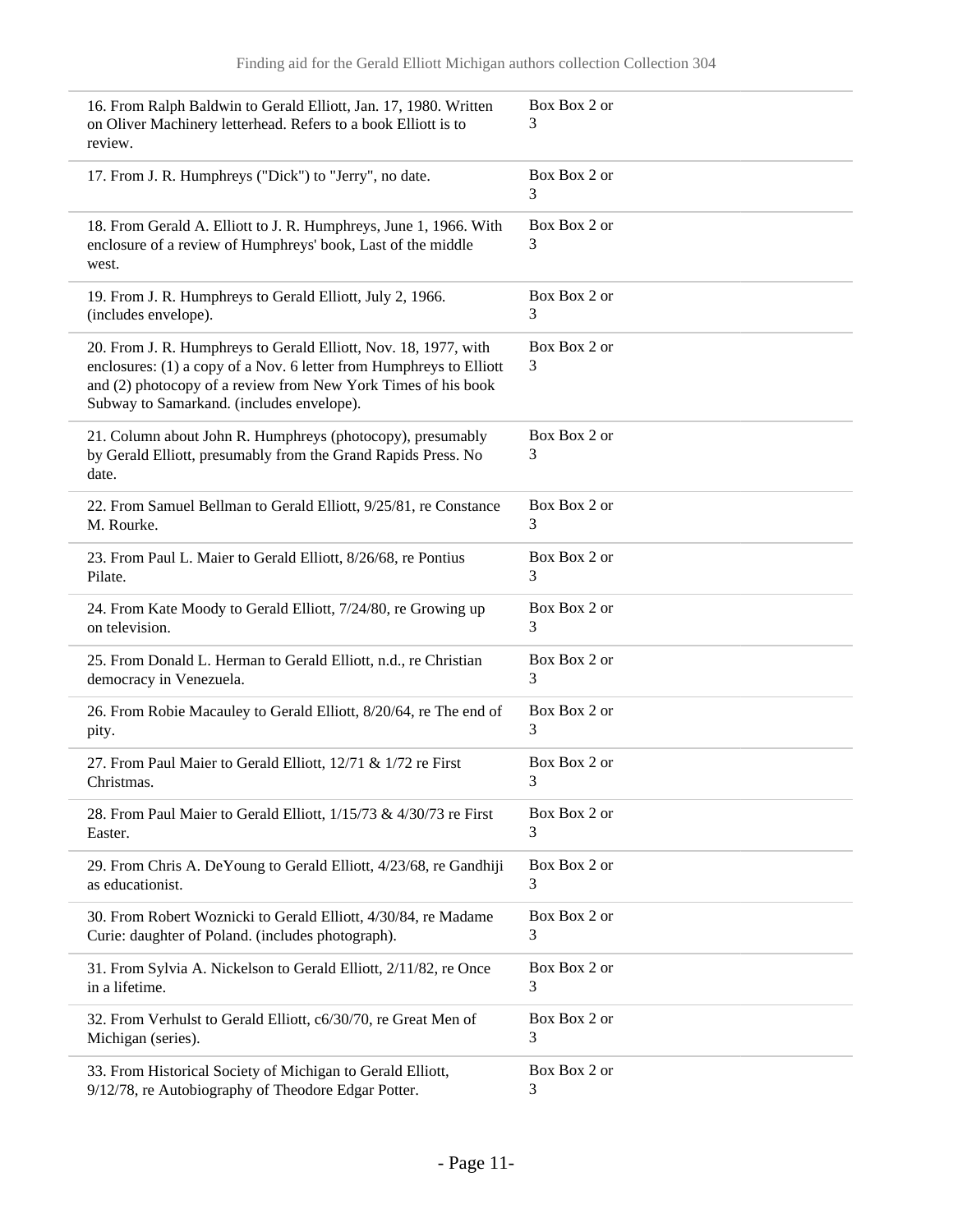| | |
|---|---|
| 16. From Ralph Baldwin to Gerald Elliott, Jan. 17, 1980. Written on Oliver Machinery letterhead. Refers to a book Elliott is to review. | Box Box 2 or 3 |
| 17. From J. R. Humphreys ("Dick") to "Jerry", no date. | Box Box 2 or 3 |
| 18. From Gerald A. Elliott to J. R. Humphreys, June 1, 1966. With enclosure of a review of Humphreys' book, Last of the middle west. | Box Box 2 or 3 |
| 19. From J. R. Humphreys to Gerald Elliott, July 2, 1966. (includes envelope). | Box Box 2 or 3 |
| 20. From J. R. Humphreys to Gerald Elliott, Nov. 18, 1977, with enclosures: (1) a copy of a Nov. 6 letter from Humphreys to Elliott and (2) photocopy of a review from New York Times of his book Subway to Samarkand. (includes envelope). | Box Box 2 or 3 |
| 21. Column about John R. Humphreys (photocopy), presumably by Gerald Elliott, presumably from the Grand Rapids Press. No date. | Box Box 2 or 3 |
| 22. From Samuel Bellman to Gerald Elliott, 9/25/81, re Constance M. Rourke. | Box Box 2 or 3 |
| 23. From Paul L. Maier to Gerald Elliott, 8/26/68, re Pontius Pilate. | Box Box 2 or 3 |
| 24. From Kate Moody to Gerald Elliott, 7/24/80, re Growing up on television. | Box Box 2 or 3 |
| 25. From Donald L. Herman to Gerald Elliott, n.d., re Christian democracy in Venezuela. | Box Box 2 or 3 |
| 26. From Robie Macauley to Gerald Elliott, 8/20/64, re The end of pity. | Box Box 2 or 3 |
| 27. From Paul Maier to Gerald Elliott, 12/71 & 1/72 re First Christmas. | Box Box 2 or 3 |
| 28. From Paul Maier to Gerald Elliott, 1/15/73 & 4/30/73 re First Easter. | Box Box 2 or 3 |
| 29. From Chris A. DeYoung to Gerald Elliott, 4/23/68, re Gandhiji as educationist. | Box Box 2 or 3 |
| 30. From Robert Woznicki to Gerald Elliott, 4/30/84, re Madame Curie: daughter of Poland. (includes photograph). | Box Box 2 or 3 |
| 31. From Sylvia A. Nickelson to Gerald Elliott, 2/11/82, re Once in a lifetime. | Box Box 2 or 3 |
| 32. From Verhulst to Gerald Elliott, c6/30/70, re Great Men of Michigan (series). | Box Box 2 or 3 |
| 33. From Historical Society of Michigan to Gerald Elliott, 9/12/78, re Autobiography of Theodore Edgar Potter. | Box Box 2 or 3 |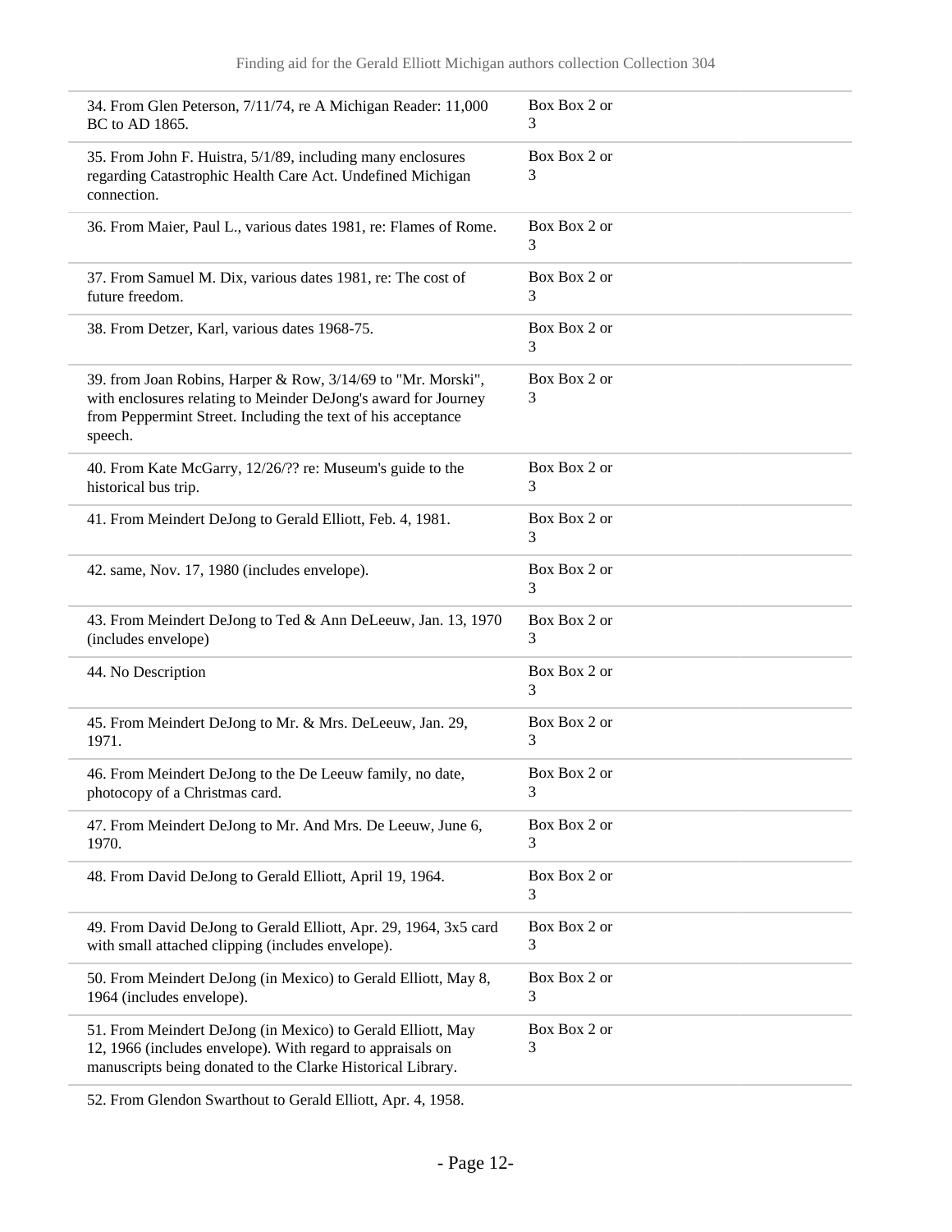| | |
|---|---|
| 34. From Glen Peterson, 7/11/74, re A Michigan Reader: 11,000 BC to AD 1865. | Box Box 2 or 3 |
| 35. From John F. Huistra, 5/1/89, including many enclosures regarding Catastrophic Health Care Act. Undefined Michigan connection. | Box Box 2 or 3 |
| 36. From Maier, Paul L., various dates 1981, re: Flames of Rome. | Box Box 2 or 3 |
| 37. From Samuel M. Dix, various dates 1981, re: The cost of future freedom. | Box Box 2 or 3 |
| 38. From Detzer, Karl, various dates 1968-75. | Box Box 2 or 3 |
| 39. from Joan Robins, Harper & Row, 3/14/69 to "Mr. Morski", with enclosures relating to Meinder DeJong's award for Journey from Peppermint Street. Including the text of his acceptance speech. | Box Box 2 or 3 |
| 40. From Kate McGarry, 12/26/?? re: Museum's guide to the historical bus trip. | Box Box 2 or 3 |
| 41. From Meindert DeJong to Gerald Elliott, Feb. 4, 1981. | Box Box 2 or 3 |
| 42. same, Nov. 17, 1980 (includes envelope). | Box Box 2 or 3 |
| 43. From Meindert DeJong to Ted & Ann DeLeeuw, Jan. 13, 1970 (includes envelope) | Box Box 2 or 3 |
| 44. No Description | Box Box 2 or 3 |
| 45. From Meindert DeJong to Mr. & Mrs. DeLeeuw, Jan. 29, 1971. | Box Box 2 or 3 |
| 46. From Meindert DeJong to the De Leeuw family, no date, photocopy of a Christmas card. | Box Box 2 or 3 |
| 47. From Meindert DeJong to Mr. And Mrs. De Leeuw, June 6, 1970. | Box Box 2 or 3 |
| 48. From David DeJong to Gerald Elliott, April 19, 1964. | Box Box 2 or 3 |
| 49. From David DeJong to Gerald Elliott, Apr. 29, 1964, 3x5 card with small attached clipping (includes envelope). | Box Box 2 or 3 |
| 50. From Meindert DeJong (in Mexico) to Gerald Elliott, May 8, 1964 (includes envelope). | Box Box 2 or 3 |
| 51. From Meindert DeJong (in Mexico) to Gerald Elliott, May 12, 1966 (includes envelope). With regard to appraisals on manuscripts being donated to the Clarke Historical Library. | Box Box 2 or 3 |
| 52. From Glendon Swarthout to Gerald Elliott, Apr. 4, 1958. | |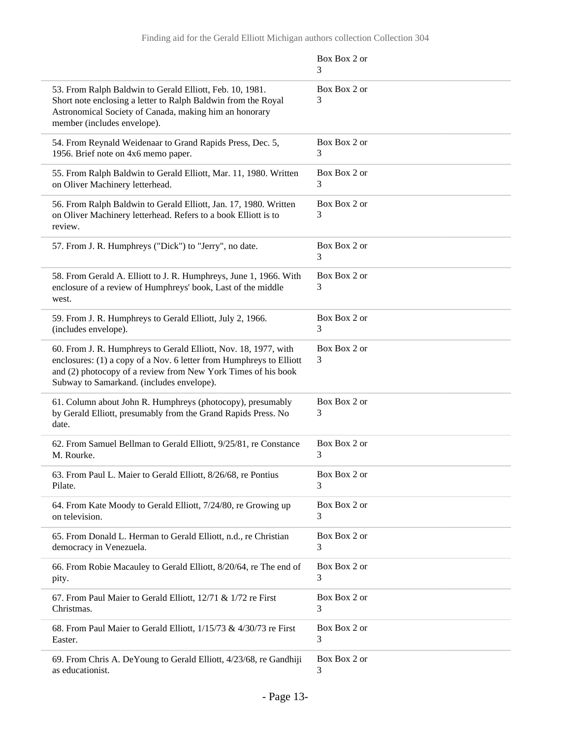| | Box Box 2 or 3 |
|---|---|
| 53. From Ralph Baldwin to Gerald Elliott, Feb. 10, 1981. Short note enclosing a letter to Ralph Baldwin from the Royal Astronomical Society of Canada, making him an honorary member (includes envelope). | Box Box 2 or 3 |
| 54. From Reynald Weidenaar to Grand Rapids Press, Dec. 5, 1956. Brief note on 4x6 memo paper. | Box Box 2 or 3 |
| 55. From Ralph Baldwin to Gerald Elliott, Mar. 11, 1980. Written on Oliver Machinery letterhead. | Box Box 2 or 3 |
| 56. From Ralph Baldwin to Gerald Elliott, Jan. 17, 1980. Written on Oliver Machinery letterhead. Refers to a book Elliott is to review. | Box Box 2 or 3 |
| 57. From J. R. Humphreys ("Dick") to "Jerry", no date. | Box Box 2 or 3 |
| 58. From Gerald A. Elliott to J. R. Humphreys, June 1, 1966. With enclosure of a review of Humphreys' book, Last of the middle west. | Box Box 2 or 3 |
| 59. From J. R. Humphreys to Gerald Elliott, July 2, 1966. (includes envelope). | Box Box 2 or 3 |
| 60. From J. R. Humphreys to Gerald Elliott, Nov. 18, 1977, with enclosures: (1) a copy of a Nov. 6 letter from Humphreys to Elliott and (2) photocopy of a review from New York Times of his book Subway to Samarkand. (includes envelope). | Box Box 2 or 3 |
| 61. Column about John R. Humphreys (photocopy), presumably by Gerald Elliott, presumably from the Grand Rapids Press. No date. | Box Box 2 or 3 |
| 62. From Samuel Bellman to Gerald Elliott, 9/25/81, re Constance M. Rourke. | Box Box 2 or 3 |
| 63. From Paul L. Maier to Gerald Elliott, 8/26/68, re Pontius Pilate. | Box Box 2 or 3 |
| 64. From Kate Moody to Gerald Elliott, 7/24/80, re Growing up on television. | Box Box 2 or 3 |
| 65. From Donald L. Herman to Gerald Elliott, n.d., re Christian democracy in Venezuela. | Box Box 2 or 3 |
| 66. From Robie Macauley to Gerald Elliott, 8/20/64, re The end of pity. | Box Box 2 or 3 |
| 67. From Paul Maier to Gerald Elliott, 12/71 & 1/72 re First Christmas. | Box Box 2 or 3 |
| 68. From Paul Maier to Gerald Elliott, 1/15/73 & 4/30/73 re First Easter. | Box Box 2 or 3 |
| 69. From Chris A. DeYoung to Gerald Elliott, 4/23/68, re Gandhiji as educationist. | Box Box 2 or 3 |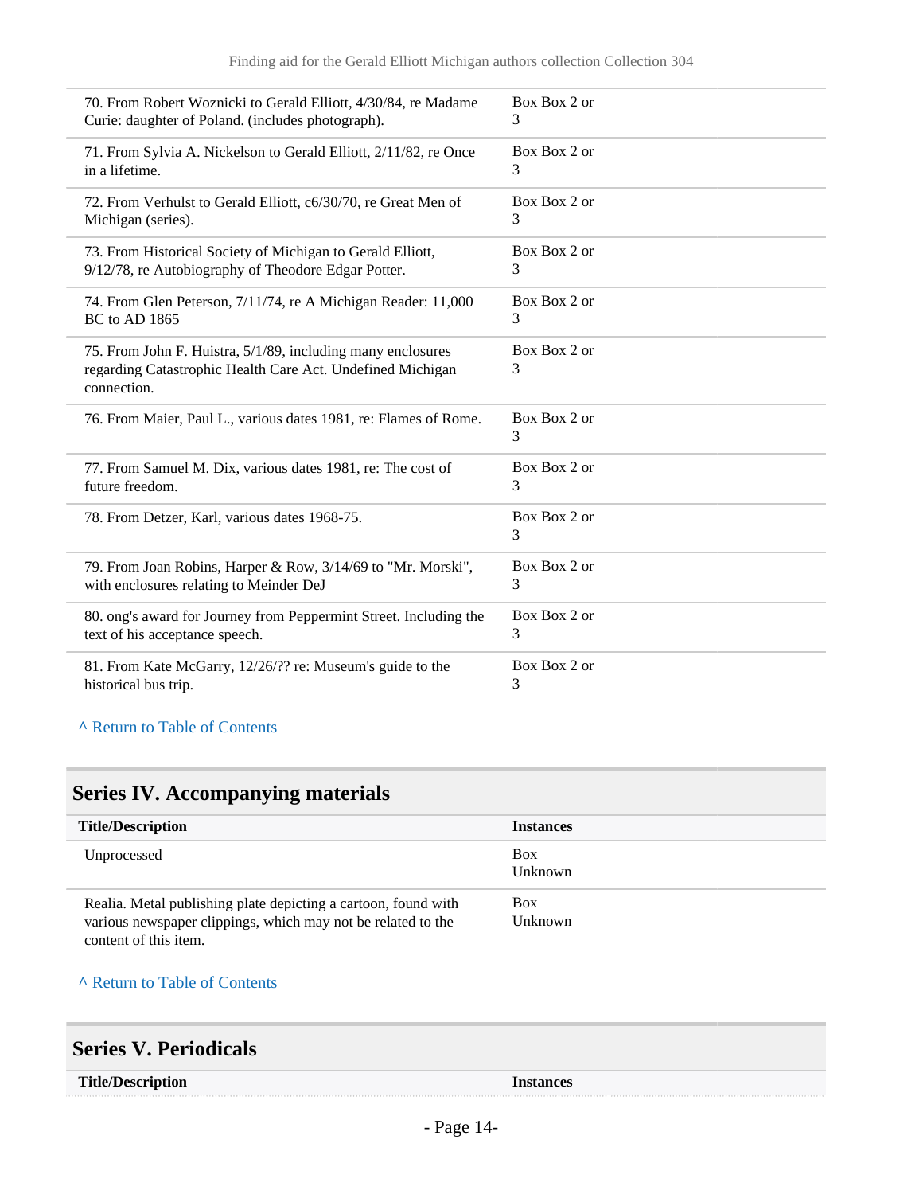| | |
|---|---|
| 70. From Robert Woznicki to Gerald Elliott, 4/30/84, re Madame Curie: daughter of Poland. (includes photograph). | Box Box 2 or 3 |
| 71. From Sylvia A. Nickelson to Gerald Elliott, 2/11/82, re Once in a lifetime. | Box Box 2 or 3 |
| 72. From Verhulst to Gerald Elliott, c6/30/70, re Great Men of Michigan (series). | Box Box 2 or 3 |
| 73. From Historical Society of Michigan to Gerald Elliott, 9/12/78, re Autobiography of Theodore Edgar Potter. | Box Box 2 or 3 |
| 74. From Glen Peterson, 7/11/74, re A Michigan Reader: 11,000 BC to AD 1865 | Box Box 2 or 3 |
| 75. From John F. Huistra, 5/1/89, including many enclosures regarding Catastrophic Health Care Act. Undefined Michigan connection. | Box Box 2 or 3 |
| 76. From Maier, Paul L., various dates 1981, re: Flames of Rome. | Box Box 2 or 3 |
| 77. From Samuel M. Dix, various dates 1981, re: The cost of future freedom. | Box Box 2 or 3 |
| 78. From Detzer, Karl, various dates 1968-75. | Box Box 2 or 3 |
| 79. From Joan Robins, Harper & Row, 3/14/69 to "Mr. Morski", with enclosures relating to Meinder DeJ | Box Box 2 or 3 |
| 80. ong's award for Journey from Peppermint Street. Including the text of his acceptance speech. | Box Box 2 or 3 |
| 81. From Kate McGarry, 12/26/?? re: Museum's guide to the historical bus trip. | Box Box 2 or 3 |

^ Return to Table of Contents

## Series IV. Accompanying materials

| Title/Description | Instances |
|---|---|
| Unprocessed | Box Unknown |
| Realia. Metal publishing plate depicting a cartoon, found with various newspaper clippings, which may not be related to the content of this item. | Box Unknown |

^ Return to Table of Contents

## Series V. Periodicals

| Title/Description | Instances |
|---|---|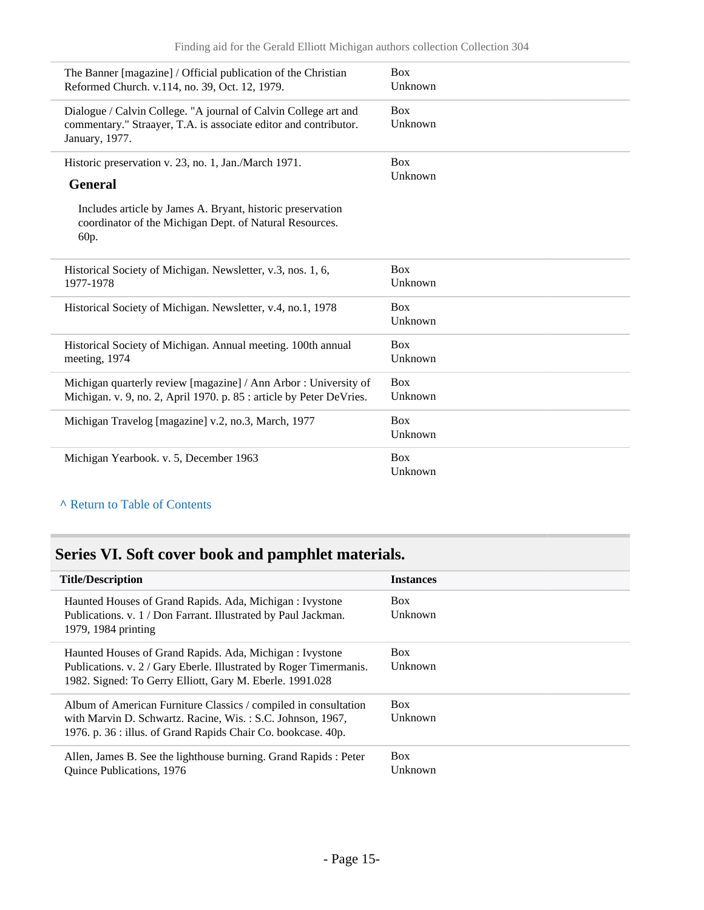| | |
|---|---|
| The Banner [magazine] / Official publication of the Christian Reformed Church. v.114, no. 39, Oct. 12, 1979. | Box Unknown |
| Dialogue / Calvin College. "A journal of Calvin College art and commentary." Straayer, T.A. is associate editor and contributor. January, 1977. | Box Unknown |
| Historic preservation v. 23, no. 1, Jan./March 1971. **General** Includes article by James A. Bryant, historic preservation coordinator of the Michigan Dept. of Natural Resources. 60p. | Box Unknown |
| Historical Society of Michigan. Newsletter, v.3, nos. 1, 6, 1977-1978 | Box Unknown |
| Historical Society of Michigan. Newsletter, v.4, no.1, 1978 | Box Unknown |
| Historical Society of Michigan. Annual meeting. 100th annual meeting, 1974 | Box Unknown |
| Michigan quarterly review [magazine] / Ann Arbor : University of Michigan. v. 9, no. 2, April 1970. p. 85 : article by Peter DeVries. | Box Unknown |
| Michigan Travelog [magazine] v.2, no.3, March, 1977 | Box Unknown |
| Michigan Yearbook. v. 5, December 1963 | Box Unknown |

^ Return to Table of Contents

## Series VI. Soft cover book and pamphlet materials.

| Title/Description | Instances |
|---|---|
| Haunted Houses of Grand Rapids. Ada, Michigan : Ivystone Publications. v. 1 / Don Farrant. Illustrated by Paul Jackman. 1979, 1984 printing | Box Unknown |
| Haunted Houses of Grand Rapids. Ada, Michigan : Ivystone Publications. v. 2 / Gary Eberle. Illustrated by Roger Timermanis. 1982. Signed: To Gerry Elliott, Gary M. Eberle. 1991.028 | Box Unknown |
| Album of American Furniture Classics / compiled in consultation with Marvin D. Schwartz. Racine, Wis. : S.C. Johnson, 1967, 1976. p. 36 : illus. of Grand Rapids Chair Co. bookcase. 40p. | Box Unknown |
| Allen, James B. See the lighthouse burning. Grand Rapids : Peter Quince Publications, 1976 | Box Unknown |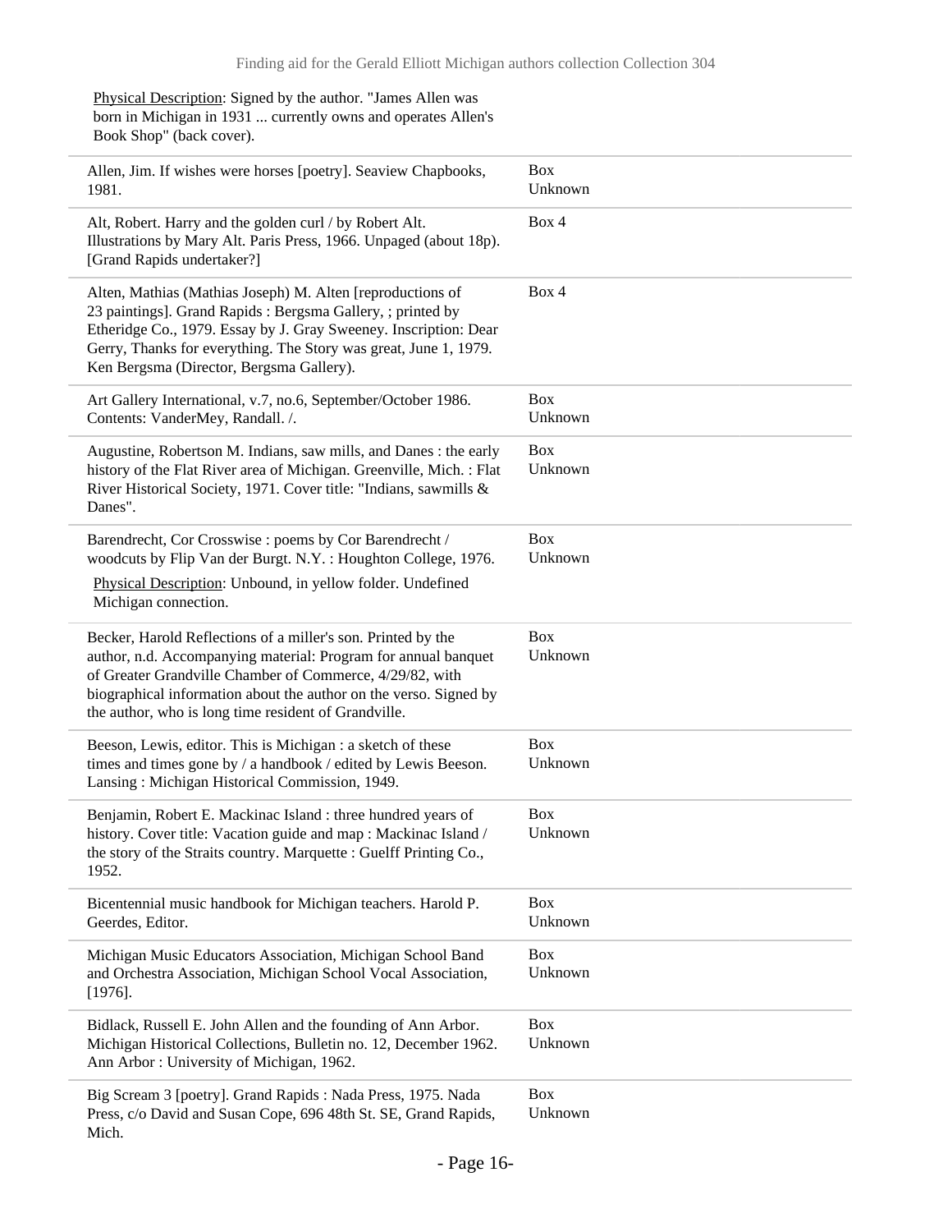Physical Description: Signed by the author. "James Allen was born in Michigan in 1931 ... currently owns and operates Allen's Book Shop" (back cover).

| | |
|---|---|
| Allen, Jim. If wishes were horses [poetry]. Seaview Chapbooks, 1981. | Box Unknown |
| Alt, Robert. Harry and the golden curl / by Robert Alt. Illustrations by Mary Alt. Paris Press, 1966. Unpaged (about 18p). [Grand Rapids undertaker?] | Box 4 |
| Alten, Mathias (Mathias Joseph) M. Alten [reproductions of 23 paintings]. Grand Rapids : Bergsma Gallery, ; printed by Etheridge Co., 1979. Essay by J. Gray Sweeney. Inscription: Dear Gerry, Thanks for everything. The Story was great, June 1, 1979. Ken Bergsma (Director, Bergsma Gallery). | Box 4 |
| Art Gallery International, v.7, no.6, September/October 1986. Contents: VanderMey, Randall. /. | Box Unknown |
| Augustine, Robertson M. Indians, saw mills, and Danes : the early history of the Flat River area of Michigan. Greenville, Mich. : Flat River Historical Society, 1971. Cover title: "Indians, sawmills & Danes". | Box Unknown |
| Barendrecht, Cor Crosswise : poems by Cor Barendrecht / woodcuts by Flip Van der Burgt. N.Y. : Houghton College, 1976. Physical Description: Unbound, in yellow folder. Undefined Michigan connection. | Box Unknown |
| Becker, Harold Reflections of a miller's son. Printed by the author, n.d. Accompanying material: Program for annual banquet of Greater Grandville Chamber of Commerce, 4/29/82, with biographical information about the author on the verso. Signed by the author, who is long time resident of Grandville. | Box Unknown |
| Beeson, Lewis, editor. This is Michigan : a sketch of these times and times gone by / a handbook / edited by Lewis Beeson. Lansing : Michigan Historical Commission, 1949. | Box Unknown |
| Benjamin, Robert E. Mackinac Island : three hundred years of history. Cover title: Vacation guide and map : Mackinac Island / the story of the Straits country. Marquette : Guelff Printing Co., 1952. | Box Unknown |
| Bicentennial music handbook for Michigan teachers. Harold P. Geerdes, Editor. | Box Unknown |
| Michigan Music Educators Association, Michigan School Band and Orchestra Association, Michigan School Vocal Association, [1976]. | Box Unknown |
| Bidlack, Russell E. John Allen and the founding of Ann Arbor. Michigan Historical Collections, Bulletin no. 12, December 1962. Ann Arbor : University of Michigan, 1962. | Box Unknown |
| Big Scream 3 [poetry]. Grand Rapids : Nada Press, 1975. Nada Press, c/o David and Susan Cope, 696 48th St. SE, Grand Rapids, Mich. | Box Unknown |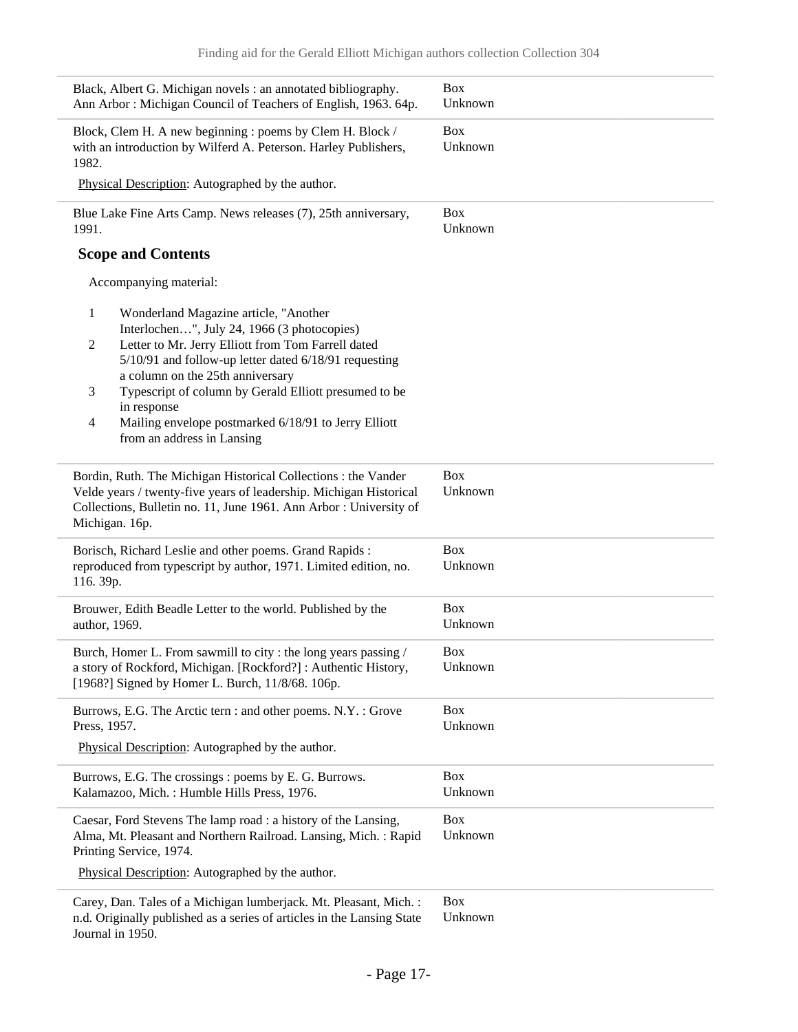| | |
|---|---|
| Black, Albert G. Michigan novels : an annotated bibliography. Ann Arbor : Michigan Council of Teachers of English, 1963. 64p. | Box Unknown |
| Block, Clem H. A new beginning : poems by Clem H. Block / with an introduction by Wilferd A. Peterson. Harley Publishers, 1982.<br>Physical Description: Autographed by the author. | Box Unknown |
| Blue Lake Fine Arts Camp. News releases (7), 25th anniversary, 1991. | Box Unknown |

**Scope and Contents**

Accompanying material:

1. Wonderland Magazine article, "Another Interlochen…", July 24, 1966 (3 photocopies)
2. Letter to Mr. Jerry Elliott from Tom Farrell dated 5/10/91 and follow-up letter dated 6/18/91 requesting a column on the 25th anniversary
3. Typescript of column by Gerald Elliott presumed to be in response
4. Mailing envelope postmarked 6/18/91 to Jerry Elliott from an address in Lansing

| | |
|---|---|
| Bordin, Ruth. The Michigan Historical Collections : the Vander Velde years / twenty-five years of leadership. Michigan Historical Collections, Bulletin no. 11, June 1961. Ann Arbor : University of Michigan. 16p. | Box Unknown |
| Borisch, Richard Leslie and other poems. Grand Rapids : reproduced from typescript by author, 1971. Limited edition, no. 116. 39p. | Box Unknown |
| Brouwer, Edith Beadle Letter to the world. Published by the author, 1969. | Box Unknown |
| Burch, Homer L. From sawmill to city : the long years passing / a story of Rockford, Michigan. [Rockford?] : Authentic History, [1968?] Signed by Homer L. Burch, 11/8/68. 106p. | Box Unknown |
| Burrows, E.G. The Arctic tern : and other poems. N.Y. : Grove Press, 1957.<br>Physical Description: Autographed by the author. | Box Unknown |
| Burrows, E.G. The crossings : poems by E. G. Burrows. Kalamazoo, Mich. : Humble Hills Press, 1976. | Box Unknown |
| Caesar, Ford Stevens The lamp road : a history of the Lansing, Alma, Mt. Pleasant and Northern Railroad. Lansing, Mich. : Rapid Printing Service, 1974.<br>Physical Description: Autographed by the author. | Box Unknown |
| Carey, Dan. Tales of a Michigan lumberjack. Mt. Pleasant, Mich. : n.d. Originally published as a series of articles in the Lansing State Journal in 1950. | Box Unknown |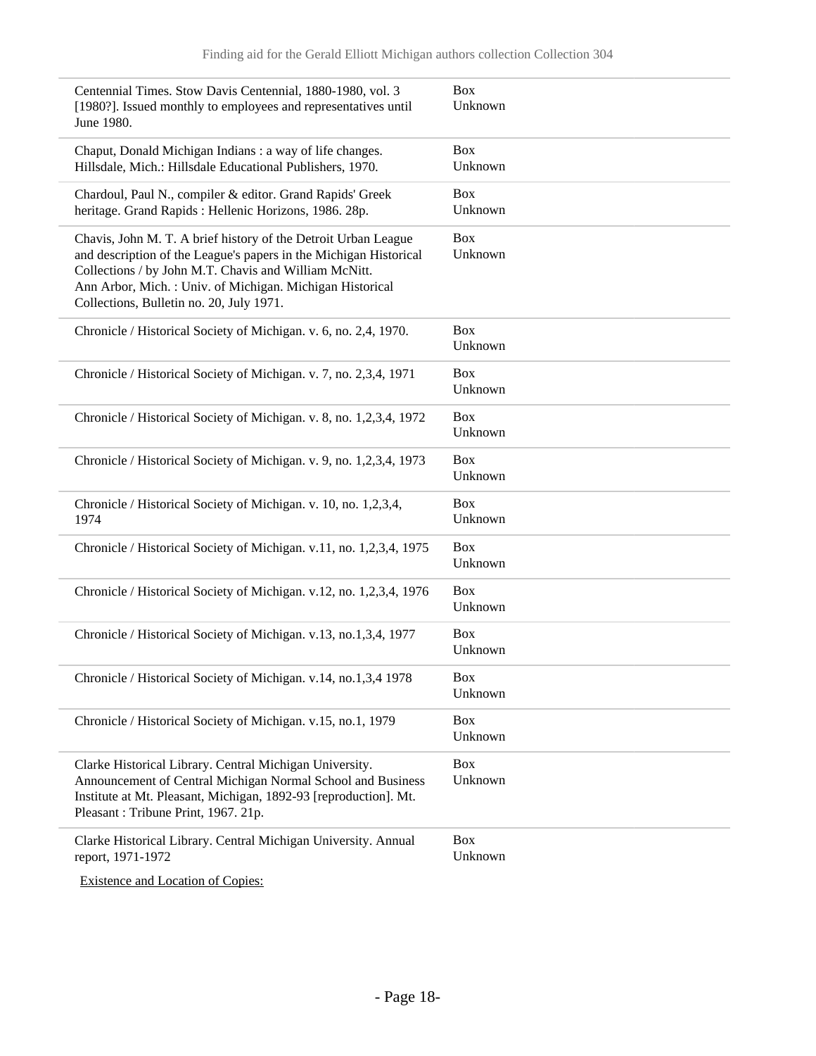| | |
|---|---|
| Centennial Times. Stow Davis Centennial, 1880-1980, vol. 3 [1980?]. Issued monthly to employees and representatives until June 1980. | Box Unknown |
| Chaput, Donald Michigan Indians : a way of life changes. Hillsdale, Mich.: Hillsdale Educational Publishers, 1970. | Box Unknown |
| Chardoul, Paul N., compiler & editor. Grand Rapids' Greek heritage. Grand Rapids : Hellenic Horizons, 1986. 28p. | Box Unknown |
| Chavis, John M. T. A brief history of the Detroit Urban League and description of the League's papers in the Michigan Historical Collections / by John M.T. Chavis and William McNitt. Ann Arbor, Mich. : Univ. of Michigan. Michigan Historical Collections, Bulletin no. 20, July 1971. | Box Unknown |
| Chronicle / Historical Society of Michigan. v. 6, no. 2,4, 1970. | Box Unknown |
| Chronicle / Historical Society of Michigan. v. 7, no. 2,3,4, 1971 | Box Unknown |
| Chronicle / Historical Society of Michigan. v. 8, no. 1,2,3,4, 1972 | Box Unknown |
| Chronicle / Historical Society of Michigan. v. 9, no. 1,2,3,4, 1973 | Box Unknown |
| Chronicle / Historical Society of Michigan. v. 10, no. 1,2,3,4, 1974 | Box Unknown |
| Chronicle / Historical Society of Michigan. v.11, no. 1,2,3,4, 1975 | Box Unknown |
| Chronicle / Historical Society of Michigan. v.12, no. 1,2,3,4, 1976 | Box Unknown |
| Chronicle / Historical Society of Michigan. v.13, no.1,3,4, 1977 | Box Unknown |
| Chronicle / Historical Society of Michigan. v.14, no.1,3,4 1978 | Box Unknown |
| Chronicle / Historical Society of Michigan. v.15, no.1, 1979 | Box Unknown |
| Clarke Historical Library. Central Michigan University. Announcement of Central Michigan Normal School and Business Institute at Mt. Pleasant, Michigan, 1892-93 [reproduction]. Mt. Pleasant : Tribune Print, 1967. 21p. | Box Unknown |
| Clarke Historical Library. Central Michigan University. Annual report, 1971-1972 | Box Unknown |

Existence and Location of Copies: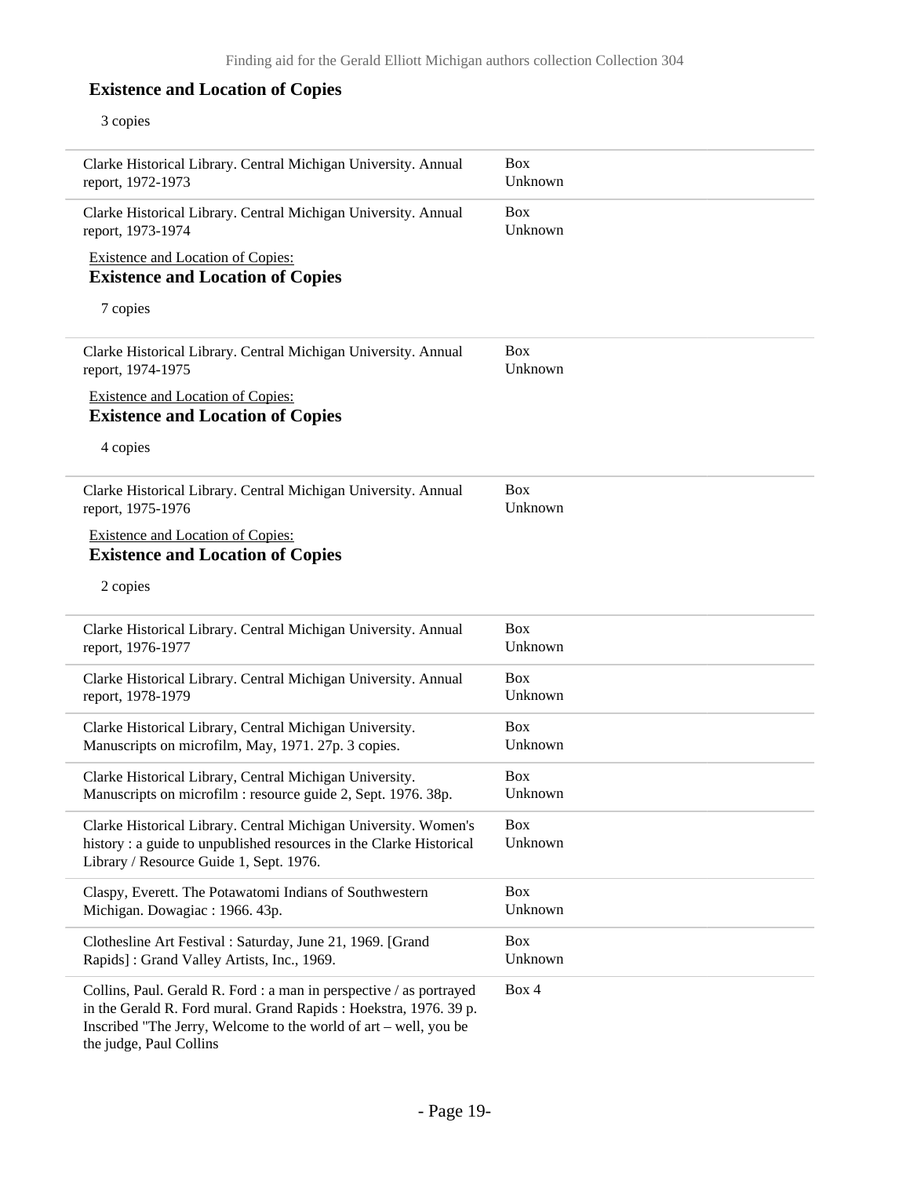### Existence and Location of Copies

3 copies

| | |
|---|---|
| Clarke Historical Library. Central Michigan University. Annual report, 1972-1973 | Box Unknown |
| Clarke Historical Library. Central Michigan University. Annual report, 1973-1974 | Box Unknown |

Existence and Location of Copies:

### Existence and Location of Copies

7 copies

| | |
|---|---|
| Clarke Historical Library. Central Michigan University. Annual report, 1974-1975 | Box Unknown |

Existence and Location of Copies:

### Existence and Location of Copies

4 copies

| | |
|---|---|
| Clarke Historical Library. Central Michigan University. Annual report, 1975-1976 | Box Unknown |

Existence and Location of Copies:

### Existence and Location of Copies

2 copies

| | |
|---|---|
| Clarke Historical Library. Central Michigan University. Annual report, 1976-1977 | Box Unknown |
| Clarke Historical Library. Central Michigan University. Annual report, 1978-1979 | Box Unknown |
| Clarke Historical Library, Central Michigan University. Manuscripts on microfilm, May, 1971. 27p. 3 copies. | Box Unknown |
| Clarke Historical Library, Central Michigan University. Manuscripts on microfilm : resource guide 2, Sept. 1976. 38p. | Box Unknown |
| Clarke Historical Library. Central Michigan University. Women's history : a guide to unpublished resources in the Clarke Historical Library / Resource Guide 1, Sept. 1976. | Box Unknown |
| Claspy, Everett. The Potawatomi Indians of Southwestern Michigan. Dowagiac : 1966. 43p. | Box Unknown |
| Clothesline Art Festival : Saturday, June 21, 1969. [Grand Rapids] : Grand Valley Artists, Inc., 1969. | Box Unknown |
| Collins, Paul. Gerald R. Ford : a man in perspective / as portrayed in the Gerald R. Ford mural. Grand Rapids : Hoekstra, 1976. 39 p. Inscribed "The Jerry, Welcome to the world of art – well, you be the judge, Paul Collins | Box 4 |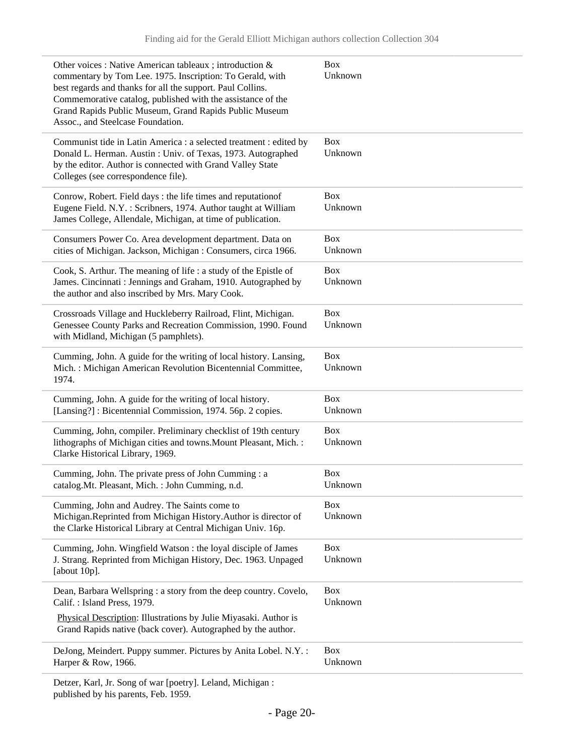| | |
|---|---|
| Other voices : Native American tableaux ; introduction & commentary by Tom Lee. 1975. Inscription: To Gerald, with best regards and thanks for all the support. Paul Collins. Commemorative catalog, published with the assistance of the Grand Rapids Public Museum, Grand Rapids Public Museum Assoc., and Steelcase Foundation. | Box Unknown |
| Communist tide in Latin America : a selected treatment : edited by Donald L. Herman. Austin : Univ. of Texas, 1973. Autographed by the editor. Author is connected with Grand Valley State Colleges (see correspondence file). | Box Unknown |
| Conrow, Robert. Field days : the life times and reputationof Eugene Field. N.Y. : Scribners, 1974. Author taught at William James College, Allendale, Michigan, at time of publication. | Box Unknown |
| Consumers Power Co. Area development department. Data on cities of Michigan. Jackson, Michigan : Consumers, circa 1966. | Box Unknown |
| Cook, S. Arthur. The meaning of life : a study of the Epistle of James. Cincinnati : Jennings and Graham, 1910. Autographed by the author and also inscribed by Mrs. Mary Cook. | Box Unknown |
| Crossroads Village and Huckleberry Railroad, Flint, Michigan. Genessee County Parks and Recreation Commission, 1990. Found with Midland, Michigan (5 pamphlets). | Box Unknown |
| Cumming, John. A guide for the writing of local history. Lansing, Mich. : Michigan American Revolution Bicentennial Committee, 1974. | Box Unknown |
| Cumming, John. A guide for the writing of local history. [Lansing?] : Bicentennial Commission, 1974. 56p. 2 copies. | Box Unknown |
| Cumming, John, compiler. Preliminary checklist of 19th century lithographs of Michigan cities and towns.Mount Pleasant, Mich. : Clarke Historical Library, 1969. | Box Unknown |
| Cumming, John. The private press of John Cumming : a catalog.Mt. Pleasant, Mich. : John Cumming, n.d. | Box Unknown |
| Cumming, John and Audrey. The Saints come to Michigan.Reprinted from Michigan History.Author is director of the Clarke Historical Library at Central Michigan Univ. 16p. | Box Unknown |
| Cumming, John. Wingfield Watson : the loyal disciple of James J. Strang. Reprinted from Michigan History, Dec. 1963. Unpaged [about 10p]. | Box Unknown |
| Dean, Barbara Wellspring : a story from the deep country. Covelo, Calif. : Island Press, 1979. Physical Description: Illustrations by Julie Miyasaki. Author is Grand Rapids native (back cover). Autographed by the author. | Box Unknown |
| DeJong, Meindert. Puppy summer. Pictures by Anita Lobel. N.Y. : Harper & Row, 1966. | Box Unknown |
| Detzer, Karl, Jr. Song of war [poetry]. Leland, Michigan : published by his parents, Feb. 1959. | |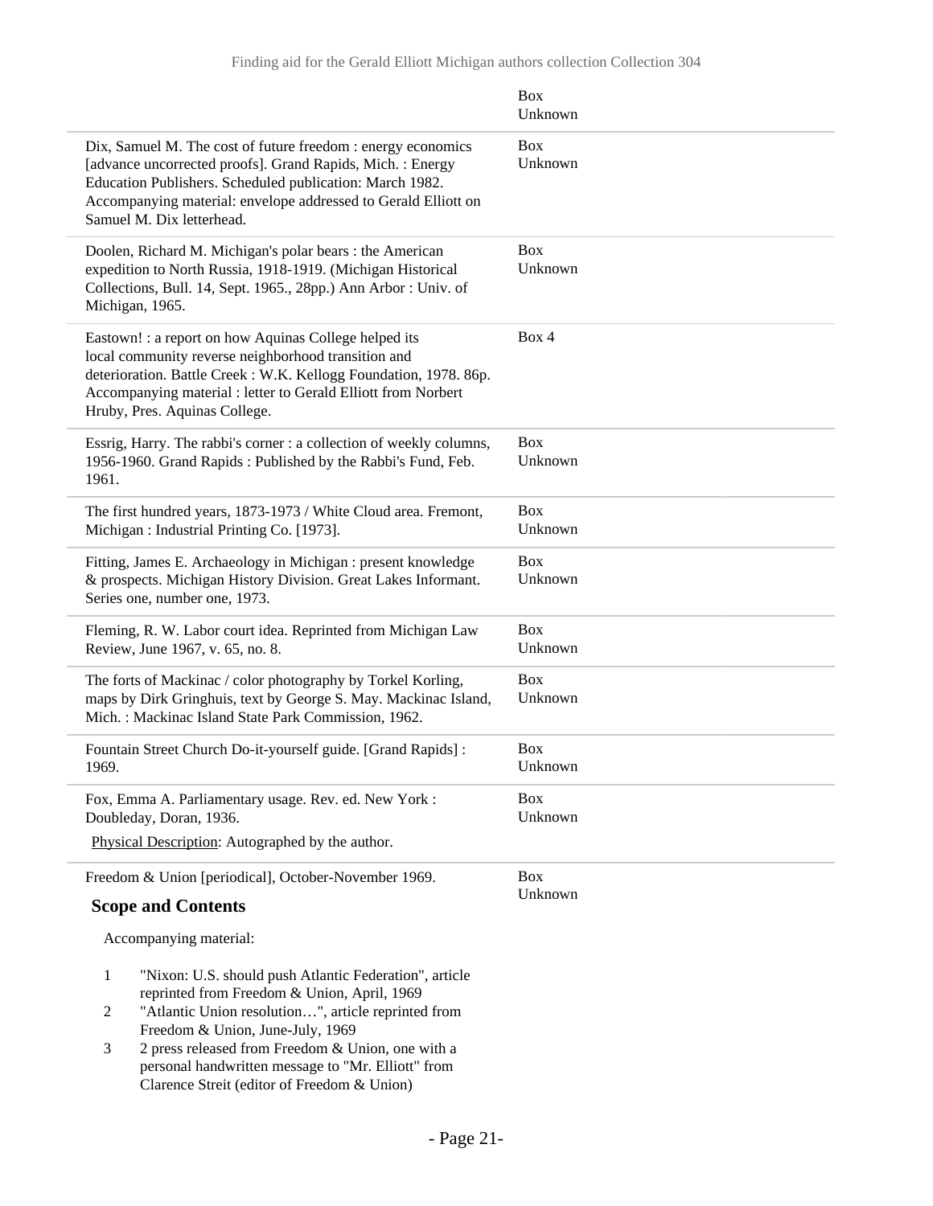| | Box Unknown |
|---|---|
| Dix, Samuel M. The cost of future freedom : energy economics [advance uncorrected proofs]. Grand Rapids, Mich. : Energy Education Publishers. Scheduled publication: March 1982. Accompanying material: envelope addressed to Gerald Elliott on Samuel M. Dix letterhead. | Box Unknown |
| Doolen, Richard M. Michigan's polar bears : the American expedition to North Russia, 1918-1919. (Michigan Historical Collections, Bull. 14, Sept. 1965., 28pp.) Ann Arbor : Univ. of Michigan, 1965. | Box Unknown |
| Eastown! : a report on how Aquinas College helped its local community reverse neighborhood transition and deterioration. Battle Creek : W.K. Kellogg Foundation, 1978. 86p. Accompanying material : letter to Gerald Elliott from Norbert Hruby, Pres. Aquinas College. | Box 4 |
| Essrig, Harry. The rabbi's corner : a collection of weekly columns, 1956-1960. Grand Rapids : Published by the Rabbi's Fund, Feb. 1961. | Box Unknown |
| The first hundred years, 1873-1973 / White Cloud area. Fremont, Michigan : Industrial Printing Co. [1973]. | Box Unknown |
| Fitting, James E. Archaeology in Michigan : present knowledge & prospects. Michigan History Division. Great Lakes Informant. Series one, number one, 1973. | Box Unknown |
| Fleming, R. W. Labor court idea. Reprinted from Michigan Law Review, June 1967, v. 65, no. 8. | Box Unknown |
| The forts of Mackinac / color photography by Torkel Korling, maps by Dirk Gringhuis, text by George S. May. Mackinac Island, Mich. : Mackinac Island State Park Commission, 1962. | Box Unknown |
| Fountain Street Church Do-it-yourself guide. [Grand Rapids] : 1969. | Box Unknown |
| Fox, Emma A. Parliamentary usage. Rev. ed. New York : Doubleday, Doran, 1936. Physical Description: Autographed by the author. | Box Unknown |
| Freedom & Union [periodical], October-November 1969. | Box Unknown |

### Scope and Contents

Accompanying material:

1. "Nixon: U.S. should push Atlantic Federation", article reprinted from Freedom & Union, April, 1969
2. "Atlantic Union resolution…", article reprinted from Freedom & Union, June-July, 1969
3. 2 press released from Freedom & Union, one with a personal handwritten message to "Mr. Elliott" from Clarence Streit (editor of Freedom & Union)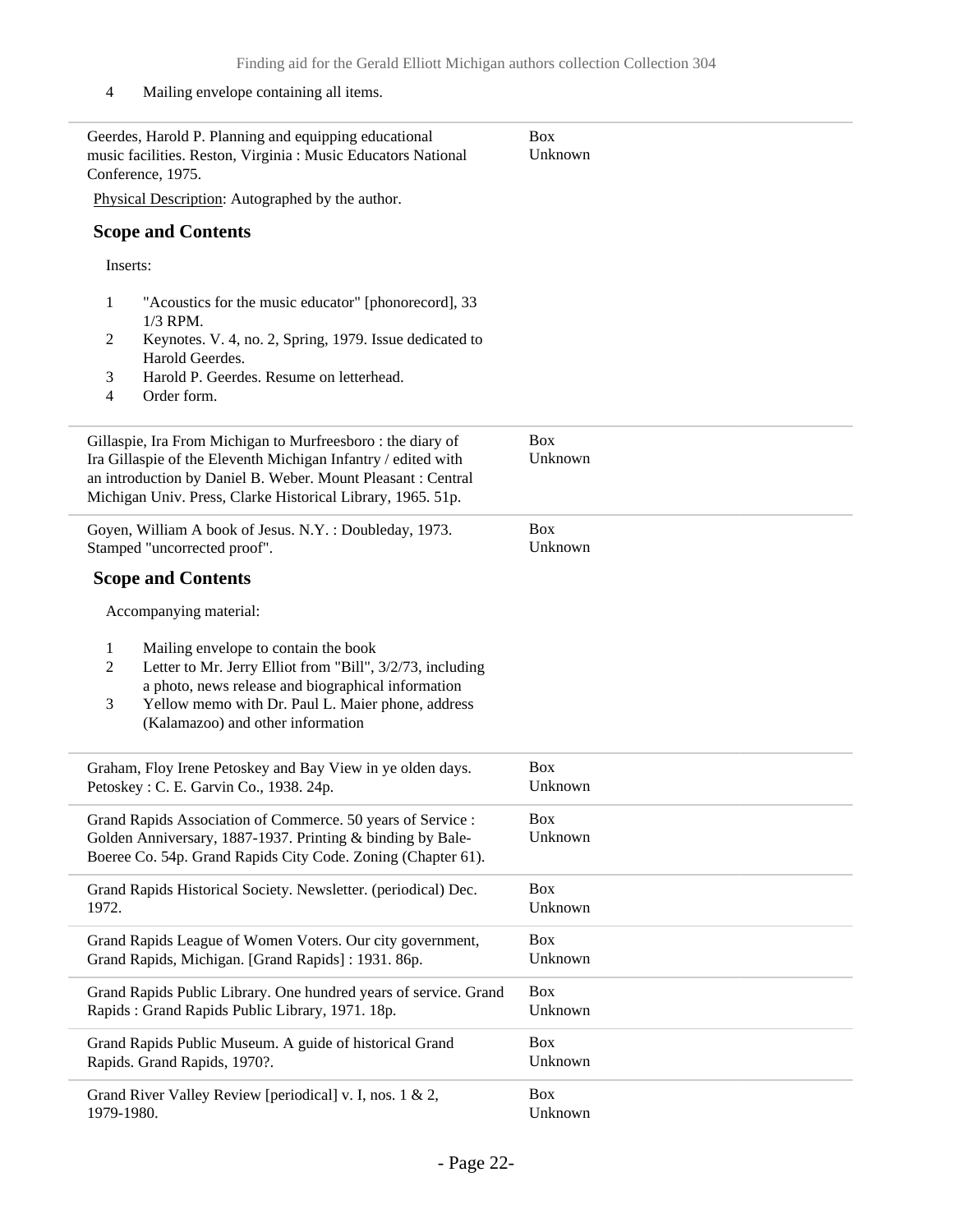4 Mailing envelope containing all items.

---

Geerdes, Harold P. Planning and equipping educational music facilities. Reston, Virginia : Music Educators National Conference, 1975. — Box Unknown

Physical Description: Autographed by the author.

### Scope and Contents

Inserts:

1. "Acoustics for the music educator" [phonorecord], 33 1/3 RPM.
2. Keynotes. V. 4, no. 2, Spring, 1979. Issue dedicated to Harold Geerdes.
3. Harold P. Geerdes. Resume on letterhead.
4. Order form.

---

Gillaspie, Ira From Michigan to Murfreesboro : the diary of Ira Gillaspie of the Eleventh Michigan Infantry / edited with an introduction by Daniel B. Weber. Mount Pleasant : Central Michigan Univ. Press, Clarke Historical Library, 1965. 51p. — Box Unknown

---

Goyen, William A book of Jesus. N.Y. : Doubleday, 1973. Stamped "uncorrected proof". — Box Unknown

### Scope and Contents

Accompanying material:

1. Mailing envelope to contain the book
2. Letter to Mr. Jerry Elliot from "Bill", 3/2/73, including a photo, news release and biographical information
3. Yellow memo with Dr. Paul L. Maier phone, address (Kalamazoo) and other information

---

Graham, Floy Irene Petoskey and Bay View in ye olden days. Petoskey : C. E. Garvin Co., 1938. 24p. — Box Unknown

---

Grand Rapids Association of Commerce. 50 years of Service : Golden Anniversary, 1887-1937. Printing & binding by Bale-Boeree Co. 54p. Grand Rapids City Code. Zoning (Chapter 61). — Box Unknown

---

Grand Rapids Historical Society. Newsletter. (periodical) Dec. 1972. — Box Unknown

---

Grand Rapids League of Women Voters. Our city government, Grand Rapids, Michigan. [Grand Rapids] : 1931. 86p. — Box Unknown

---

Grand Rapids Public Library. One hundred years of service. Grand Rapids : Grand Rapids Public Library, 1971. 18p. — Box Unknown

---

Grand Rapids Public Museum. A guide of historical Grand Rapids. Grand Rapids, 1970?. — Box Unknown

---

Grand River Valley Review [periodical] v. I, nos. 1 & 2, 1979-1980. — Box Unknown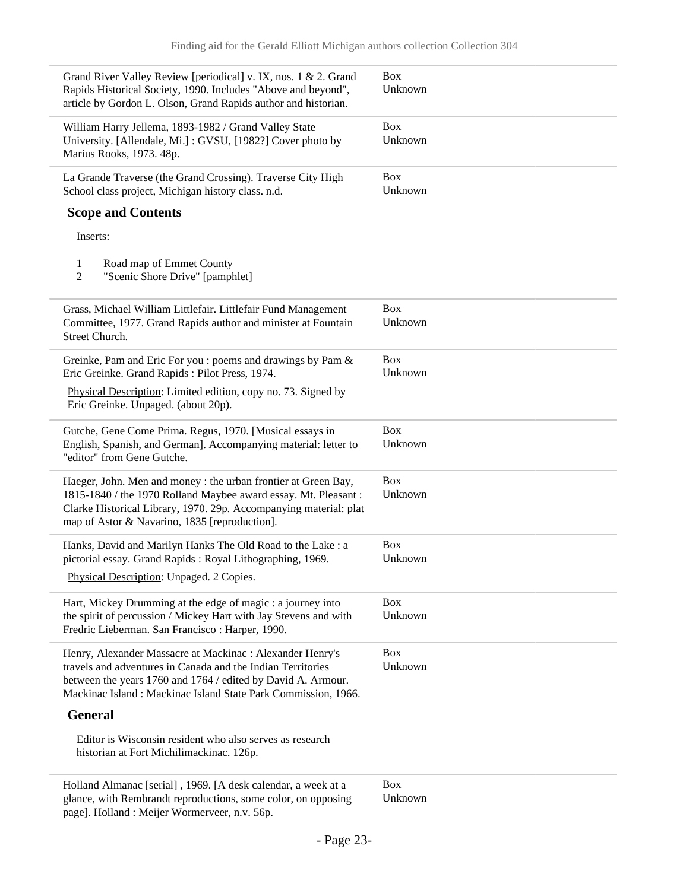| | |
|---|---|
| Grand River Valley Review [periodical] v. IX, nos. 1 & 2. Grand Rapids Historical Society, 1990. Includes "Above and beyond", article by Gordon L. Olson, Grand Rapids author and historian. | Box Unknown |
| William Harry Jellema, 1893-1982 / Grand Valley State University. [Allendale, Mi.] : GVSU, [1982?] Cover photo by Marius Rooks, 1973. 48p. | Box Unknown |
| La Grande Traverse (the Grand Crossing). Traverse City High School class project, Michigan history class. n.d. | Box Unknown |

### Scope and Contents

Inserts:

1. Road map of Emmet County
2. "Scenic Shore Drive" [pamphlet]

| | |
|---|---|
| Grass, Michael William Littlefair. Littlefair Fund Management Committee, 1977. Grand Rapids author and minister at Fountain Street Church. | Box Unknown |
| Greinke, Pam and Eric For you : poems and drawings by Pam & Eric Greinke. Grand Rapids : Pilot Press, 1974. Physical Description: Limited edition, copy no. 73. Signed by Eric Greinke. Unpaged. (about 20p). | Box Unknown |
| Gutche, Gene Come Prima. Regus, 1970. [Musical essays in English, Spanish, and German]. Accompanying material: letter to "editor" from Gene Gutche. | Box Unknown |
| Haeger, John. Men and money : the urban frontier at Green Bay, 1815-1840 / the 1970 Rolland Maybee award essay. Mt. Pleasant : Clarke Historical Library, 1970. 29p. Accompanying material: plat map of Astor & Navarino, 1835 [reproduction]. | Box Unknown |
| Hanks, David and Marilyn Hanks The Old Road to the Lake : a pictorial essay. Grand Rapids : Royal Lithographing, 1969. Physical Description: Unpaged. 2 Copies. | Box Unknown |
| Hart, Mickey Drumming at the edge of magic : a journey into the spirit of percussion / Mickey Hart with Jay Stevens and with Fredric Lieberman. San Francisco : Harper, 1990. | Box Unknown |
| Henry, Alexander Massacre at Mackinac : Alexander Henry's travels and adventures in Canada and the Indian Territories between the years 1760 and 1764 / edited by David A. Armour. Mackinac Island : Mackinac Island State Park Commission, 1966. | Box Unknown |

### General

Editor is Wisconsin resident who also serves as research historian at Fort Michilimackinac. 126p.

| | |
|---|---|
| Holland Almanac [serial] , 1969. [A desk calendar, a week at a glance, with Rembrandt reproductions, some color, on opposing page]. Holland : Meijer Wormerveer, n.v. 56p. | Box Unknown |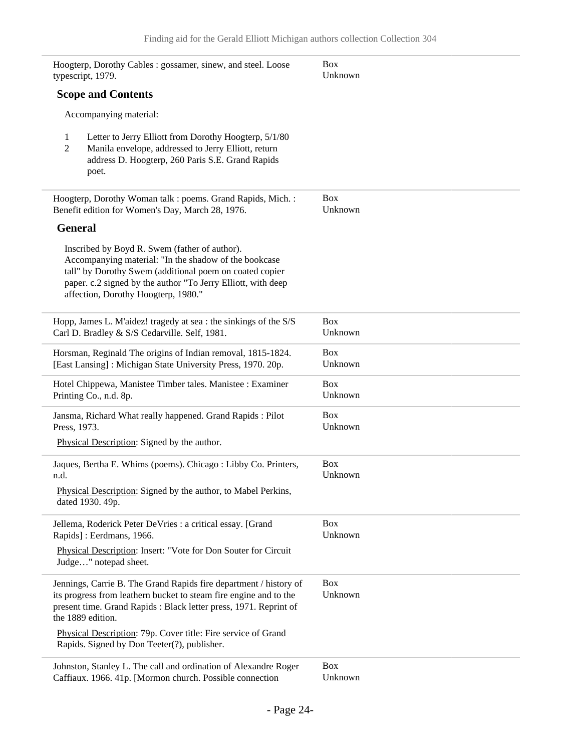Hoogterp, Dorothy Cables : gossamer, sinew, and steel. Loose typescript, 1979.

Box Unknown

### Scope and Contents

Accompanying material:

1. Letter to Jerry Elliott from Dorothy Hoogterp, 5/1/80
2. Manila envelope, addressed to Jerry Elliott, return address D. Hoogterp, 260 Paris S.E. Grand Rapids poet.

---

Hoogterp, Dorothy Woman talk : poems. Grand Rapids, Mich. : Benefit edition for Women's Day, March 28, 1976.

Box Unknown

### General

Inscribed by Boyd R. Swem (father of author). Accompanying material: "In the shadow of the bookcase tall" by Dorothy Swem (additional poem on coated copier paper. c.2 signed by the author "To Jerry Elliott, with deep affection, Dorothy Hoogterp, 1980."

---

Hopp, James L. M'aidez! tragedy at sea : the sinkings of the S/S Carl D. Bradley & S/S Cedarville. Self, 1981.

Box Unknown

---

Horsman, Reginald The origins of Indian removal, 1815-1824. [East Lansing] : Michigan State University Press, 1970. 20p.

Box Unknown

---

Hotel Chippewa, Manistee Timber tales. Manistee : Examiner Printing Co., n.d. 8p.

Box Unknown

---

Jansma, Richard What really happened. Grand Rapids : Pilot Press, 1973.

Box Unknown

Physical Description: Signed by the author.

---

Jaques, Bertha E. Whims (poems). Chicago : Libby Co. Printers, n.d.

Box Unknown

Physical Description: Signed by the author, to Mabel Perkins, dated 1930. 49p.

---

Jellema, Roderick Peter DeVries : a critical essay. [Grand Rapids] : Eerdmans, 1966.

Box Unknown

Physical Description: Insert: "Vote for Don Souter for Circuit Judge…" notepad sheet.

---

Jennings, Carrie B. The Grand Rapids fire department / history of its progress from leathern bucket to steam fire engine and to the present time. Grand Rapids : Black letter press, 1971. Reprint of the 1889 edition.

Box Unknown

Physical Description: 79p. Cover title: Fire service of Grand Rapids. Signed by Don Teeter(?), publisher.

---

Johnston, Stanley L. The call and ordination of Alexandre Roger Caffiaux. 1966. 41p. [Mormon church. Possible connection

Box Unknown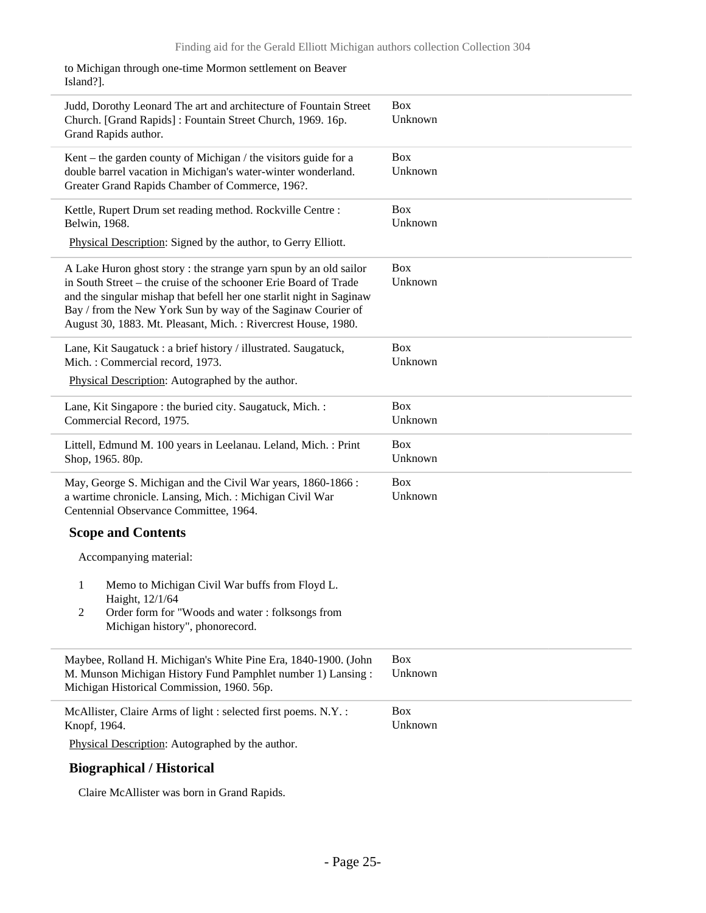to Michigan through one-time Mormon settlement on Beaver Island?].

| | |
|---|---|
| Judd, Dorothy Leonard The art and architecture of Fountain Street Church. [Grand Rapids] : Fountain Street Church, 1969. 16p. Grand Rapids author. | Box Unknown |
| Kent – the garden county of Michigan / the visitors guide for a double barrel vacation in Michigan's water-winter wonderland. Greater Grand Rapids Chamber of Commerce, 196?. | Box Unknown |
| Kettle, Rupert Drum set reading method. Rockville Centre : Belwin, 1968.<br>Physical Description: Signed by the author, to Gerry Elliott. | Box Unknown |
| A Lake Huron ghost story : the strange yarn spun by an old sailor in South Street – the cruise of the schooner Erie Board of Trade and the singular mishap that befell her one starlit night in Saginaw Bay / from the New York Sun by way of the Saginaw Courier of August 30, 1883. Mt. Pleasant, Mich. : Rivercrest House, 1980. | Box Unknown |
| Lane, Kit Saugatuck : a brief history / illustrated. Saugatuck, Mich. : Commercial record, 1973.<br>Physical Description: Autographed by the author. | Box Unknown |
| Lane, Kit Singapore : the buried city. Saugatuck, Mich. : Commercial Record, 1975. | Box Unknown |
| Littell, Edmund M. 100 years in Leelanau. Leland, Mich. : Print Shop, 1965. 80p. | Box Unknown |
| May, George S. Michigan and the Civil War years, 1860-1866 : a wartime chronicle. Lansing, Mich. : Michigan Civil War Centennial Observance Committee, 1964. | Box Unknown |

### Scope and Contents

Accompanying material:

1. Memo to Michigan Civil War buffs from Floyd L. Haight, 12/1/64
2. Order form for "Woods and water : folksongs from Michigan history", phonorecord.

| | |
|---|---|
| Maybee, Rolland H. Michigan's White Pine Era, 1840-1900. (John M. Munson Michigan History Fund Pamphlet number 1) Lansing : Michigan Historical Commission, 1960. 56p. | Box Unknown |
| McAllister, Claire Arms of light : selected first poems. N.Y. : Knopf, 1964.<br>Physical Description: Autographed by the author. | Box Unknown |

### Biographical / Historical

Claire McAllister was born in Grand Rapids.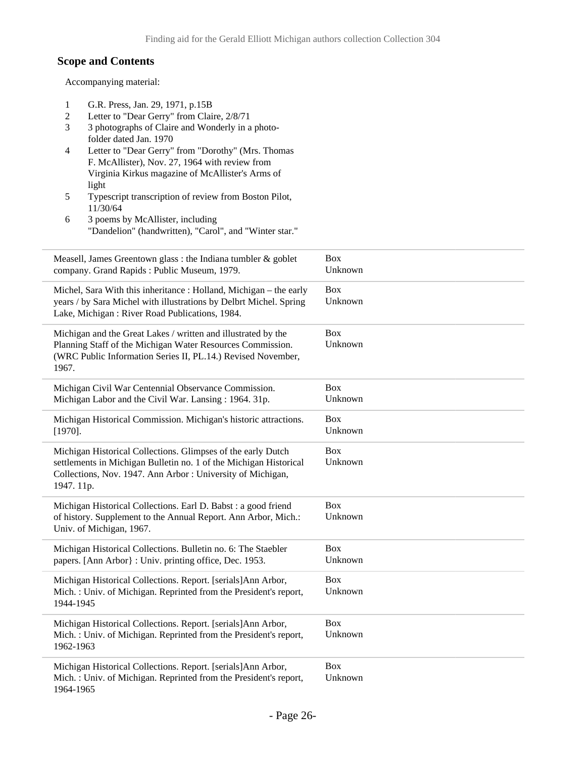## Scope and Contents

Accompanying material:

1. G.R. Press, Jan. 29, 1971, p.15B
2. Letter to "Dear Gerry" from Claire, 2/8/71
3. 3 photographs of Claire and Wonderly in a photo-folder dated Jan. 1970
4. Letter to "Dear Gerry" from "Dorothy" (Mrs. Thomas F. McAllister), Nov. 27, 1964 with review from Virginia Kirkus magazine of McAllister's Arms of light
5. Typescript transcription of review from Boston Pilot, 11/30/64
6. 3 poems by McAllister, including "Dandelion" (handwritten), "Carol", and "Winter star."

| | |
|---|---|
| Measell, James Greentown glass : the Indiana tumbler & goblet company. Grand Rapids : Public Museum, 1979. | Box Unknown |
| Michel, Sara With this inheritance : Holland, Michigan – the early years / by Sara Michel with illustrations by Delbrt Michel. Spring Lake, Michigan : River Road Publications, 1984. | Box Unknown |
| Michigan and the Great Lakes / written and illustrated by the Planning Staff of the Michigan Water Resources Commission. (WRC Public Information Series II, PL.14.) Revised November, 1967. | Box Unknown |
| Michigan Civil War Centennial Observance Commission. Michigan Labor and the Civil War. Lansing : 1964. 31p. | Box Unknown |
| Michigan Historical Commission. Michigan's historic attractions. [1970]. | Box Unknown |
| Michigan Historical Collections. Glimpses of the early Dutch settlements in Michigan Bulletin no. 1 of the Michigan Historical Collections, Nov. 1947. Ann Arbor : University of Michigan, 1947. 11p. | Box Unknown |
| Michigan Historical Collections. Earl D. Babst : a good friend of history. Supplement to the Annual Report. Ann Arbor, Mich.: Univ. of Michigan, 1967. | Box Unknown |
| Michigan Historical Collections. Bulletin no. 6: The Staebler papers. [Ann Arbor} : Univ. printing office, Dec. 1953. | Box Unknown |
| Michigan Historical Collections. Report. [serials]Ann Arbor, Mich. : Univ. of Michigan. Reprinted from the President's report, 1944-1945 | Box Unknown |
| Michigan Historical Collections. Report. [serials]Ann Arbor, Mich. : Univ. of Michigan. Reprinted from the President's report, 1962-1963 | Box Unknown |
| Michigan Historical Collections. Report. [serials]Ann Arbor, Mich. : Univ. of Michigan. Reprinted from the President's report, 1964-1965 | Box Unknown |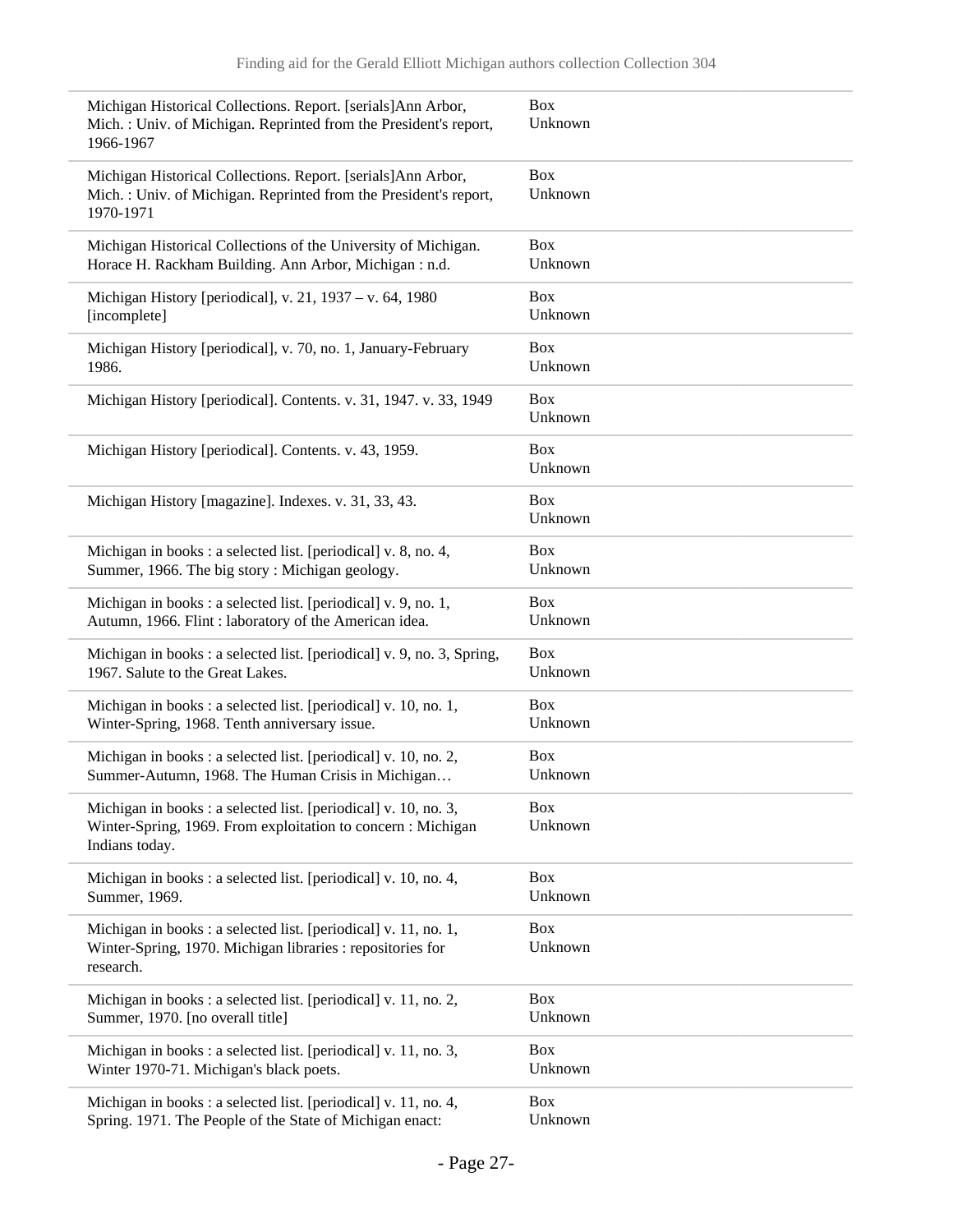| | |
|---|---|
| Michigan Historical Collections. Report. [serials]Ann Arbor, Mich. : Univ. of Michigan. Reprinted from the President's report, 1966-1967 | Box Unknown |
| Michigan Historical Collections. Report. [serials]Ann Arbor, Mich. : Univ. of Michigan. Reprinted from the President's report, 1970-1971 | Box Unknown |
| Michigan Historical Collections of the University of Michigan. Horace H. Rackham Building. Ann Arbor, Michigan : n.d. | Box Unknown |
| Michigan History [periodical], v. 21, 1937 – v. 64, 1980 [incomplete] | Box Unknown |
| Michigan History [periodical], v. 70, no. 1, January-February 1986. | Box Unknown |
| Michigan History [periodical]. Contents. v. 31, 1947. v. 33, 1949 | Box Unknown |
| Michigan History [periodical]. Contents. v. 43, 1959. | Box Unknown |
| Michigan History [magazine]. Indexes. v. 31, 33, 43. | Box Unknown |
| Michigan in books : a selected list. [periodical] v. 8, no. 4, Summer, 1966. The big story : Michigan geology. | Box Unknown |
| Michigan in books : a selected list. [periodical] v. 9, no. 1, Autumn, 1966. Flint : laboratory of the American idea. | Box Unknown |
| Michigan in books : a selected list. [periodical] v. 9, no. 3, Spring, 1967. Salute to the Great Lakes. | Box Unknown |
| Michigan in books : a selected list. [periodical] v. 10, no. 1, Winter-Spring, 1968. Tenth anniversary issue. | Box Unknown |
| Michigan in books : a selected list. [periodical] v. 10, no. 2, Summer-Autumn, 1968. The Human Crisis in Michigan… | Box Unknown |
| Michigan in books : a selected list. [periodical] v. 10, no. 3, Winter-Spring, 1969. From exploitation to concern : Michigan Indians today. | Box Unknown |
| Michigan in books : a selected list. [periodical] v. 10, no. 4, Summer, 1969. | Box Unknown |
| Michigan in books : a selected list. [periodical] v. 11, no. 1, Winter-Spring, 1970. Michigan libraries : repositories for research. | Box Unknown |
| Michigan in books : a selected list. [periodical] v. 11, no. 2, Summer, 1970. [no overall title] | Box Unknown |
| Michigan in books : a selected list. [periodical] v. 11, no. 3, Winter 1970-71. Michigan's black poets. | Box Unknown |
| Michigan in books : a selected list. [periodical] v. 11, no. 4, Spring. 1971. The People of the State of Michigan enact: | Box Unknown |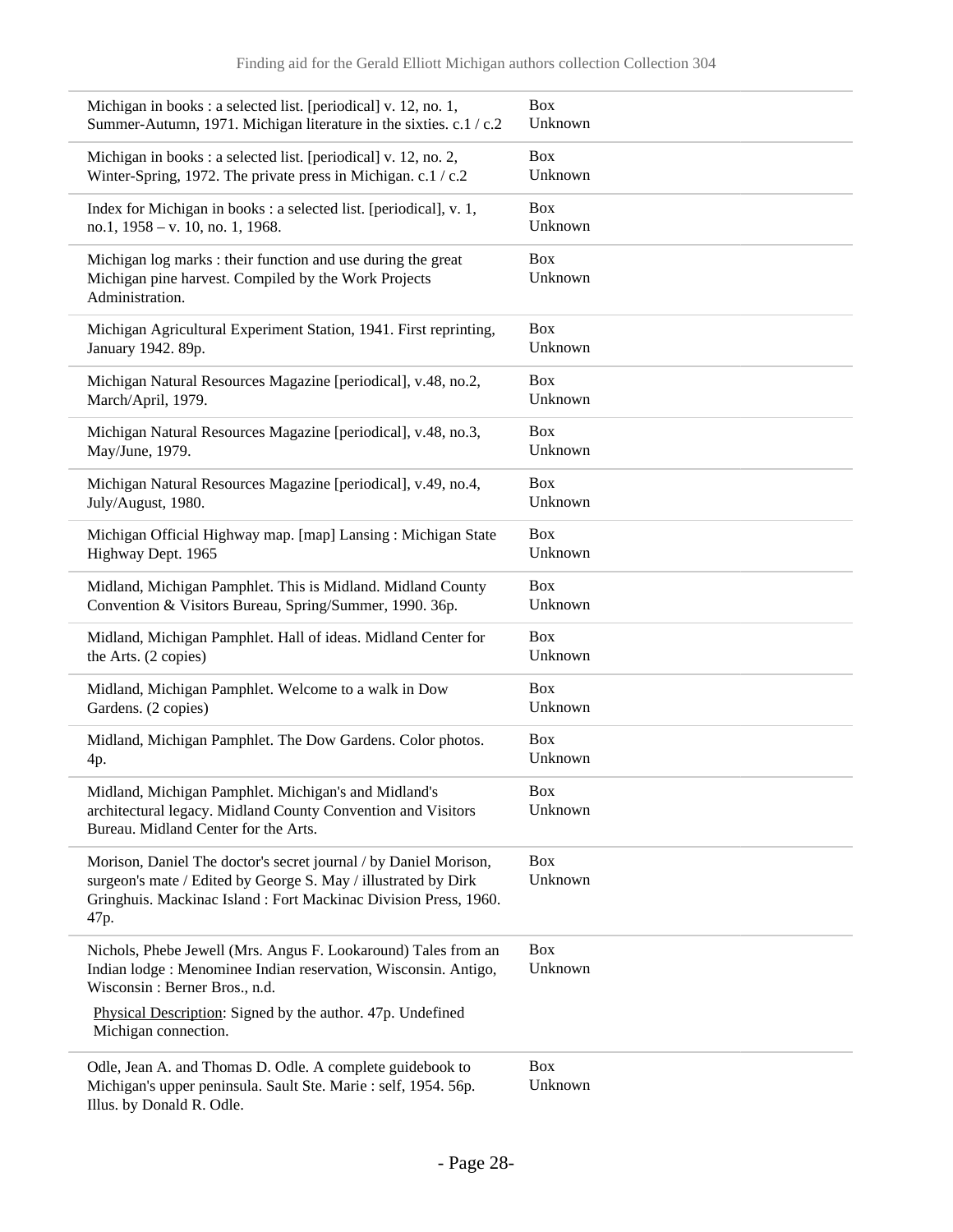| | |
|---|---|
| Michigan in books : a selected list. [periodical] v. 12, no. 1, Summer-Autumn, 1971. Michigan literature in the sixties. c.1 / c.2 | Box Unknown |
| Michigan in books : a selected list. [periodical] v. 12, no. 2, Winter-Spring, 1972. The private press in Michigan. c.1 / c.2 | Box Unknown |
| Index for Michigan in books : a selected list. [periodical], v. 1, no.1, 1958 – v. 10, no. 1, 1968. | Box Unknown |
| Michigan log marks : their function and use during the great Michigan pine harvest. Compiled by the Work Projects Administration. | Box Unknown |
| Michigan Agricultural Experiment Station, 1941. First reprinting, January 1942. 89p. | Box Unknown |
| Michigan Natural Resources Magazine [periodical], v.48, no.2, March/April, 1979. | Box Unknown |
| Michigan Natural Resources Magazine [periodical], v.48, no.3, May/June, 1979. | Box Unknown |
| Michigan Natural Resources Magazine [periodical], v.49, no.4, July/August, 1980. | Box Unknown |
| Michigan Official Highway map. [map] Lansing : Michigan State Highway Dept. 1965 | Box Unknown |
| Midland, Michigan Pamphlet. This is Midland. Midland County Convention & Visitors Bureau, Spring/Summer, 1990. 36p. | Box Unknown |
| Midland, Michigan Pamphlet. Hall of ideas. Midland Center for the Arts. (2 copies) | Box Unknown |
| Midland, Michigan Pamphlet. Welcome to a walk in Dow Gardens. (2 copies) | Box Unknown |
| Midland, Michigan Pamphlet. The Dow Gardens. Color photos. 4p. | Box Unknown |
| Midland, Michigan Pamphlet. Michigan's and Midland's architectural legacy. Midland County Convention and Visitors Bureau. Midland Center for the Arts. | Box Unknown |
| Morison, Daniel The doctor's secret journal / by Daniel Morison, surgeon's mate / Edited by George S. May / illustrated by Dirk Gringhuis. Mackinac Island : Fort Mackinac Division Press, 1960. 47p. | Box Unknown |
| Nichols, Phebe Jewell (Mrs. Angus F. Lookaround) Tales from an Indian lodge : Menominee Indian reservation, Wisconsin. Antigo, Wisconsin : Berner Bros., n.d. <br> Physical Description: Signed by the author. 47p. Undefined Michigan connection. | Box Unknown |
| Odle, Jean A. and Thomas D. Odle. A complete guidebook to Michigan's upper peninsula. Sault Ste. Marie : self, 1954. 56p. Illus. by Donald R. Odle. | Box Unknown |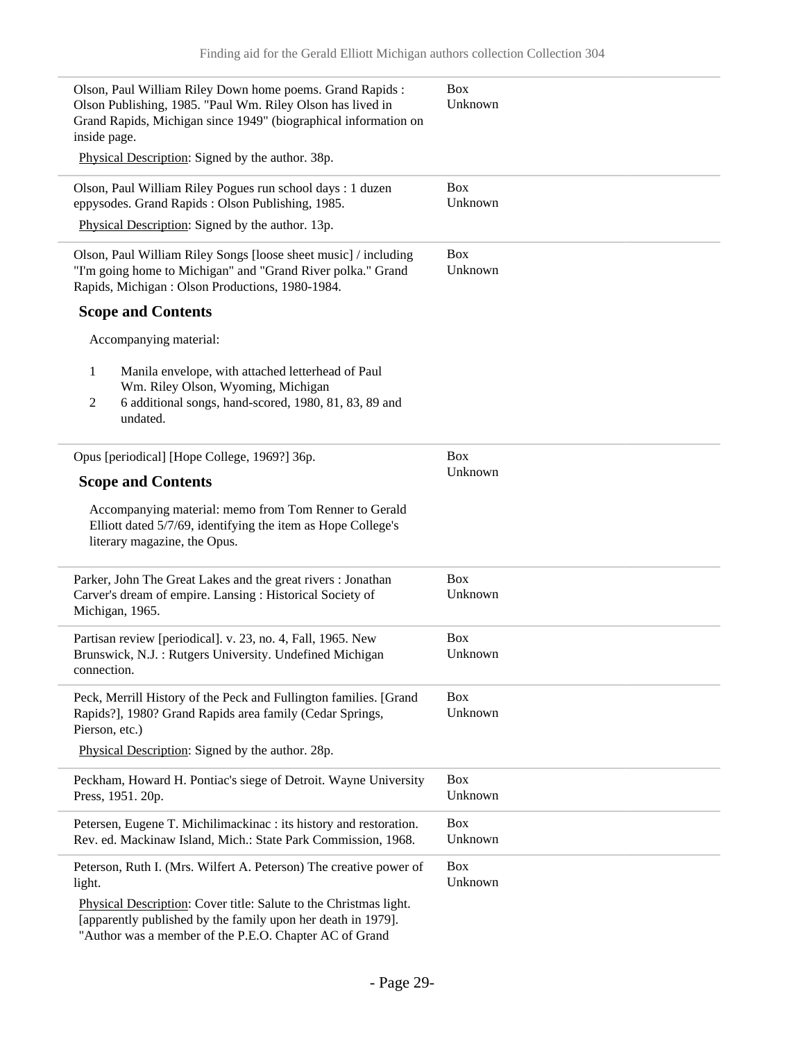Olson, Paul William Riley Down home poems. Grand Rapids : Olson Publishing, 1985. "Paul Wm. Riley Olson has lived in Grand Rapids, Michigan since 1949" (biographical information on inside page.

Box Unknown

Physical Description: Signed by the author. 38p.

---

Olson, Paul William Riley Pogues run school days : 1 duzen eppysodes. Grand Rapids : Olson Publishing, 1985.

Box Unknown

Physical Description: Signed by the author. 13p.

---

Olson, Paul William Riley Songs [loose sheet music] / including "I'm going home to Michigan" and "Grand River polka." Grand Rapids, Michigan : Olson Productions, 1980-1984.

Box Unknown

### Scope and Contents

Accompanying material:

1. Manila envelope, with attached letterhead of Paul Wm. Riley Olson, Wyoming, Michigan
2. 6 additional songs, hand-scored, 1980, 81, 83, 89 and undated.

---

Opus [periodical] [Hope College, 1969?] 36p.

Box Unknown

### Scope and Contents

Accompanying material: memo from Tom Renner to Gerald Elliott dated 5/7/69, identifying the item as Hope College's literary magazine, the Opus.

---

Parker, John The Great Lakes and the great rivers : Jonathan Carver's dream of empire. Lansing : Historical Society of Michigan, 1965.

Box Unknown

---

Partisan review [periodical]. v. 23, no. 4, Fall, 1965. New Brunswick, N.J. : Rutgers University. Undefined Michigan connection.

Box Unknown

---

Peck, Merrill History of the Peck and Fullington families. [Grand Rapids?], 1980? Grand Rapids area family (Cedar Springs, Pierson, etc.)

Box Unknown

Physical Description: Signed by the author. 28p.

---

Peckham, Howard H. Pontiac's siege of Detroit. Wayne University Press, 1951. 20p.

Box Unknown

---

Petersen, Eugene T. Michilimackinac : its history and restoration. Rev. ed. Mackinaw Island, Mich.: State Park Commission, 1968.

Box Unknown

---

Peterson, Ruth I. (Mrs. Wilfert A. Peterson) The creative power of light.

Box Unknown

Physical Description: Cover title: Salute to the Christmas light. [apparently published by the family upon her death in 1979]. "Author was a member of the P.E.O. Chapter AC of Grand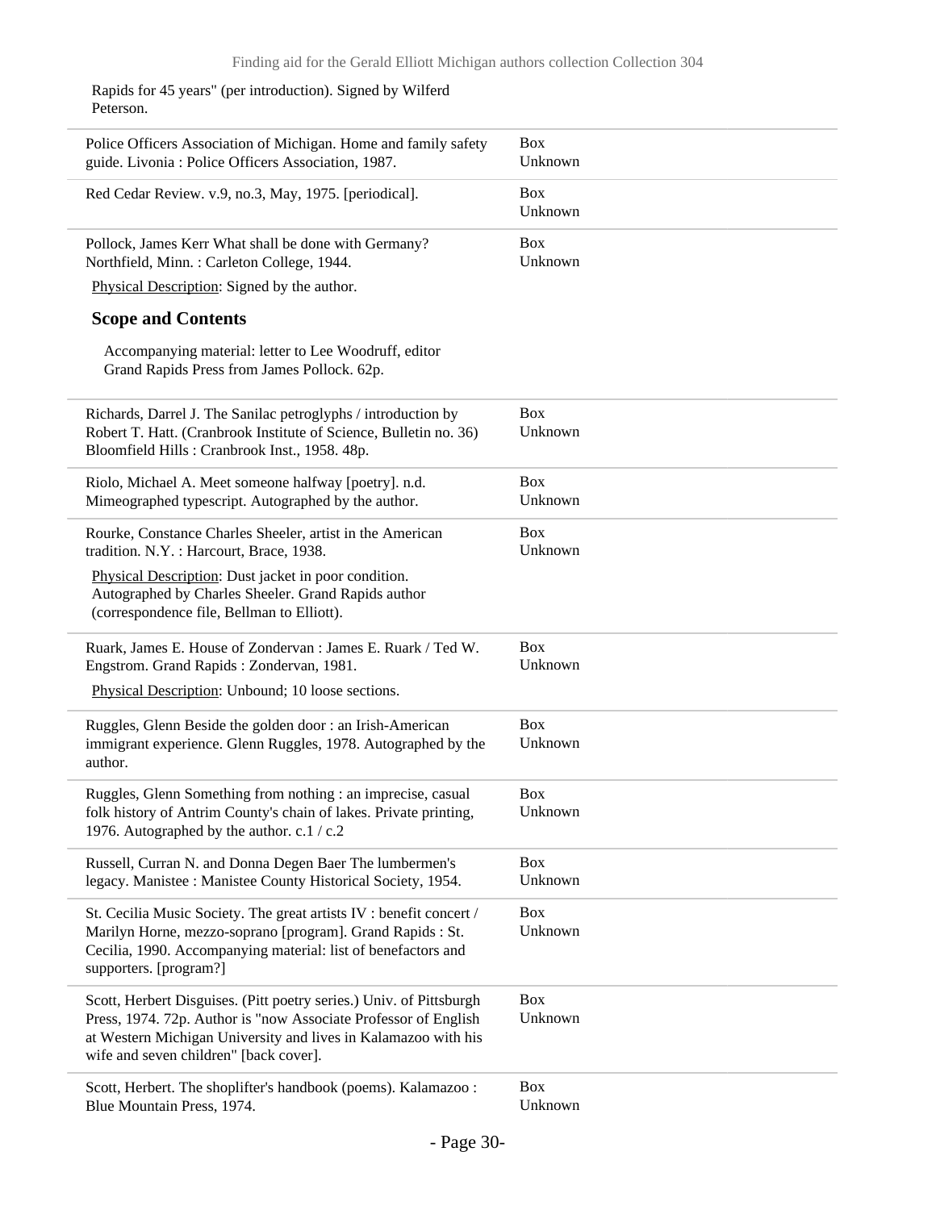Rapids for 45 years" (per introduction). Signed by Wilferd Peterson.

| | |
|---|---|
| Police Officers Association of Michigan. Home and family safety guide. Livonia : Police Officers Association, 1987. | Box Unknown |
| Red Cedar Review. v.9, no.3, May, 1975. [periodical]. | Box Unknown |
| Pollock, James Kerr What shall be done with Germany? Northfield, Minn. : Carleton College, 1944.<br>Physical Description: Signed by the author.<br>**Scope and Contents**<br>Accompanying material: letter to Lee Woodruff, editor Grand Rapids Press from James Pollock. 62p. | Box Unknown |
| Richards, Darrel J. The Sanilac petroglyphs / introduction by Robert T. Hatt. (Cranbrook Institute of Science, Bulletin no. 36) Bloomfield Hills : Cranbrook Inst., 1958. 48p. | Box Unknown |
| Riolo, Michael A. Meet someone halfway [poetry]. n.d. Mimeographed typescript. Autographed by the author. | Box Unknown |
| Rourke, Constance Charles Sheeler, artist in the American tradition. N.Y. : Harcourt, Brace, 1938.<br>Physical Description: Dust jacket in poor condition. Autographed by Charles Sheeler. Grand Rapids author (correspondence file, Bellman to Elliott). | Box Unknown |
| Ruark, James E. House of Zondervan : James E. Ruark / Ted W. Engstrom. Grand Rapids : Zondervan, 1981.<br>Physical Description: Unbound; 10 loose sections. | Box Unknown |
| Ruggles, Glenn Beside the golden door : an Irish-American immigrant experience. Glenn Ruggles, 1978. Autographed by the author. | Box Unknown |
| Ruggles, Glenn Something from nothing : an imprecise, casual folk history of Antrim County's chain of lakes. Private printing, 1976. Autographed by the author. c.1 / c.2 | Box Unknown |
| Russell, Curran N. and Donna Degen Baer The lumbermen's legacy. Manistee : Manistee County Historical Society, 1954. | Box Unknown |
| St. Cecilia Music Society. The great artists IV : benefit concert / Marilyn Horne, mezzo-soprano [program]. Grand Rapids : St. Cecilia, 1990. Accompanying material: list of benefactors and supporters. [program?] | Box Unknown |
| Scott, Herbert Disguises. (Pitt poetry series.) Univ. of Pittsburgh Press, 1974. 72p. Author is "now Associate Professor of English at Western Michigan University and lives in Kalamazoo with his wife and seven children" [back cover]. | Box Unknown |
| Scott, Herbert. The shoplifter's handbook (poems). Kalamazoo : Blue Mountain Press, 1974. | Box Unknown |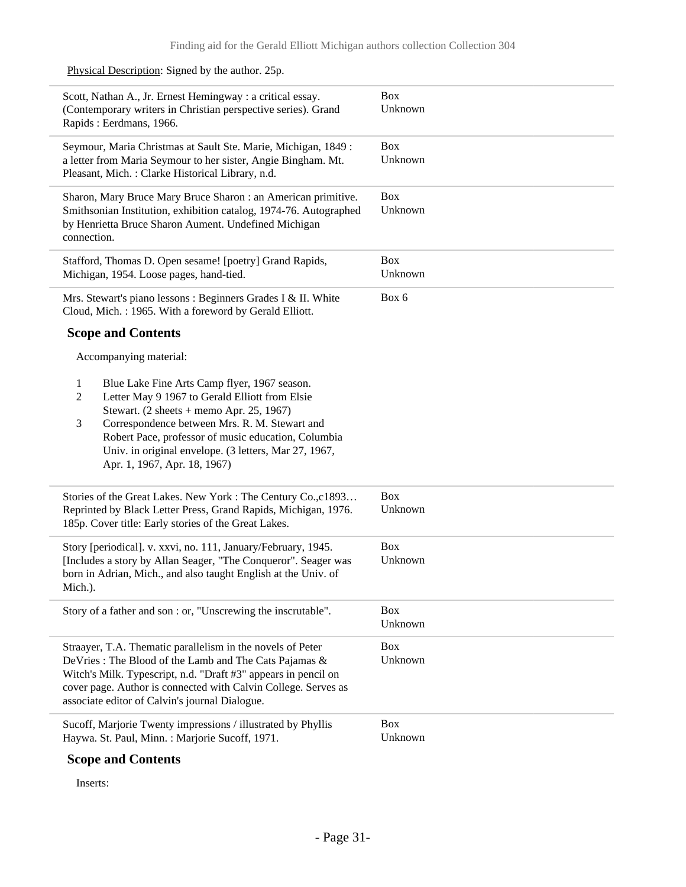Physical Description: Signed by the author. 25p.

| | |
|---|---|
| Scott, Nathan A., Jr. Ernest Hemingway : a critical essay. (Contemporary writers in Christian perspective series). Grand Rapids : Eerdmans, 1966. | Box Unknown |
| Seymour, Maria Christmas at Sault Ste. Marie, Michigan, 1849 : a letter from Maria Seymour to her sister, Angie Bingham. Mt. Pleasant, Mich. : Clarke Historical Library, n.d. | Box Unknown |
| Sharon, Mary Bruce Mary Bruce Sharon : an American primitive. Smithsonian Institution, exhibition catalog, 1974-76. Autographed by Henrietta Bruce Sharon Aument. Undefined Michigan connection. | Box Unknown |
| Stafford, Thomas D. Open sesame! [poetry] Grand Rapids, Michigan, 1954. Loose pages, hand-tied. | Box Unknown |
| Mrs. Stewart's piano lessons : Beginners Grades I & II. White Cloud, Mich. : 1965. With a foreword by Gerald Elliott. | Box 6 |

### Scope and Contents

Accompanying material:

1. Blue Lake Fine Arts Camp flyer, 1967 season.
2. Letter May 9 1967 to Gerald Elliott from Elsie Stewart. (2 sheets + memo Apr. 25, 1967)
3. Correspondence between Mrs. R. M. Stewart and Robert Pace, professor of music education, Columbia Univ. in original envelope. (3 letters, Mar 27, 1967, Apr. 1, 1967, Apr. 18, 1967)

| | |
|---|---|
| Stories of the Great Lakes. New York : The Century Co.,c1893… Reprinted by Black Letter Press, Grand Rapids, Michigan, 1976. 185p. Cover title: Early stories of the Great Lakes. | Box Unknown |
| Story [periodical]. v. xxvi, no. 111, January/February, 1945. [Includes a story by Allan Seager, "The Conqueror". Seager was born in Adrian, Mich., and also taught English at the Univ. of Mich.). | Box Unknown |
| Story of a father and son : or, "Unscrewing the inscrutable". | Box Unknown |
| Straayer, T.A. Thematic parallelism in the novels of Peter DeVries : The Blood of the Lamb and The Cats Pajamas & Witch's Milk. Typescript, n.d. "Draft #3" appears in pencil on cover page. Author is connected with Calvin College. Serves as associate editor of Calvin's journal Dialogue. | Box Unknown |
| Sucoff, Marjorie Twenty impressions / illustrated by Phyllis Haywa. St. Paul, Minn. : Marjorie Sucoff, 1971. | Box Unknown |

### Scope and Contents

Inserts: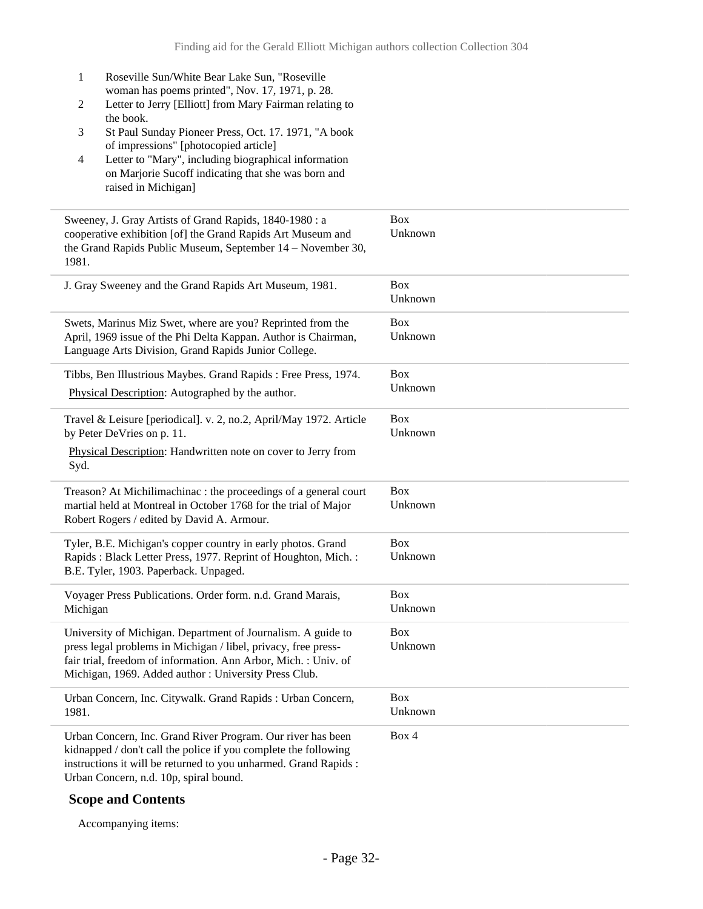1. Roseville Sun/White Bear Lake Sun, "Roseville woman has poems printed", Nov. 17, 1971, p. 28.
2. Letter to Jerry [Elliott] from Mary Fairman relating to the book.
3. St Paul Sunday Pioneer Press, Oct. 17. 1971, "A book of impressions" [photocopied article]
4. Letter to "Mary", including biographical information on Marjorie Sucoff indicating that she was born and raised in Michigan]

| | |
|---|---|
| Sweeney, J. Gray Artists of Grand Rapids, 1840-1980 : a cooperative exhibition [of] the Grand Rapids Art Museum and the Grand Rapids Public Museum, September 14 – November 30, 1981. | Box Unknown |
| J. Gray Sweeney and the Grand Rapids Art Museum, 1981. | Box Unknown |
| Swets, Marinus Miz Swet, where are you? Reprinted from the April, 1969 issue of the Phi Delta Kappan. Author is Chairman, Language Arts Division, Grand Rapids Junior College. | Box Unknown |
| Tibbs, Ben Illustrious Maybes. Grand Rapids : Free Press, 1974.<br>Physical Description: Autographed by the author. | Box Unknown |
| Travel & Leisure [periodical]. v. 2, no.2, April/May 1972. Article by Peter DeVries on p. 11.<br>Physical Description: Handwritten note on cover to Jerry from Syd. | Box Unknown |
| Treason? At Michilimachinac : the proceedings of a general court martial held at Montreal in October 1768 for the trial of Major Robert Rogers / edited by David A. Armour. | Box Unknown |
| Tyler, B.E. Michigan's copper country in early photos. Grand Rapids : Black Letter Press, 1977. Reprint of Houghton, Mich. : B.E. Tyler, 1903. Paperback. Unpaged. | Box Unknown |
| Voyager Press Publications. Order form. n.d. Grand Marais, Michigan | Box Unknown |
| University of Michigan. Department of Journalism. A guide to press legal problems in Michigan / libel, privacy, free press-fair trial, freedom of information. Ann Arbor, Mich. : Univ. of Michigan, 1969. Added author : University Press Club. | Box Unknown |
| Urban Concern, Inc. Citywalk. Grand Rapids : Urban Concern, 1981. | Box Unknown |
| Urban Concern, Inc. Grand River Program. Our river has been kidnapped / don't call the police if you complete the following instructions it will be returned to you unharmed. Grand Rapids : Urban Concern, n.d. 10p, spiral bound. | Box 4 |

**Scope and Contents**

Accompanying items: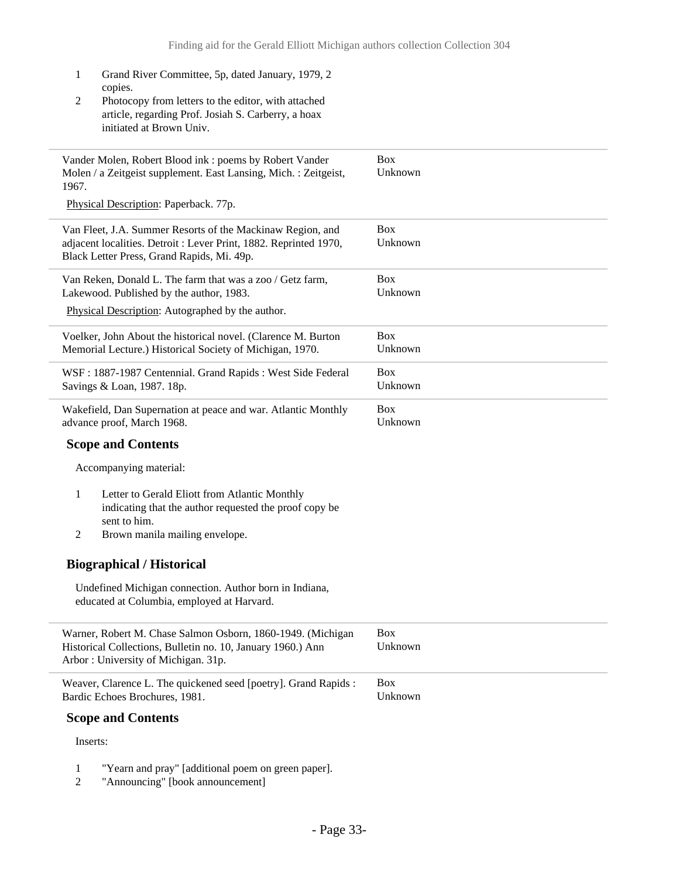1. Grand River Committee, 5p, dated January, 1979, 2 copies.
2. Photocopy from letters to the editor, with attached article, regarding Prof. Josiah S. Carberry, a hoax initiated at Brown Univ.

---

| Item | Location |
|---|---|
| Vander Molen, Robert Blood ink : poems by Robert Vander Molen / a Zeitgeist supplement. East Lansing, Mich. : Zeitgeist, 1967.<br><br>Physical Description: Paperback. 77p. | Box Unknown |
| Van Fleet, J.A. Summer Resorts of the Mackinaw Region, and adjacent localities. Detroit : Lever Print, 1882. Reprinted 1970, Black Letter Press, Grand Rapids, Mi. 49p. | Box Unknown |
| Van Reken, Donald L. The farm that was a zoo / Getz farm, Lakewood. Published by the author, 1983.<br><br>Physical Description: Autographed by the author. | Box Unknown |
| Voelker, John About the historical novel. (Clarence M. Burton Memorial Lecture.) Historical Society of Michigan, 1970. | Box Unknown |
| WSF : 1887-1987 Centennial. Grand Rapids : West Side Federal Savings & Loan, 1987. 18p. | Box Unknown |
| Wakefield, Dan Supernation at peace and war. Atlantic Monthly advance proof, March 1968. | Box Unknown |

### Scope and Contents

Accompanying material:

1. Letter to Gerald Eliott from Atlantic Monthly indicating that the author requested the proof copy be sent to him.
2. Brown manila mailing envelope.

### Biographical / Historical

Undefined Michigan connection. Author born in Indiana, educated at Columbia, employed at Harvard.

---

| Item | Location |
|---|---|
| Warner, Robert M. Chase Salmon Osborn, 1860-1949. (Michigan Historical Collections, Bulletin no. 10, January 1960.) Ann Arbor : University of Michigan. 31p. | Box Unknown |
| Weaver, Clarence L. The quickened seed [poetry]. Grand Rapids : Bardic Echoes Brochures, 1981. | Box Unknown |

### Scope and Contents

Inserts:

1. "Yearn and pray" [additional poem on green paper].
2. "Announcing" [book announcement]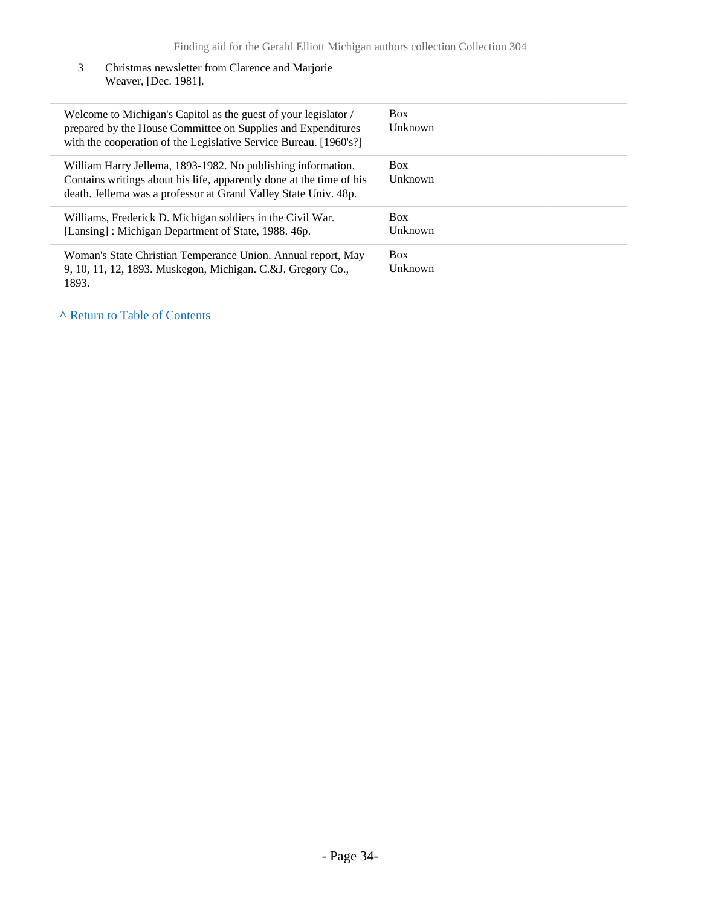| | |
|---|---|
| 3 | Christmas newsletter from Clarence and Marjorie Weaver, [Dec. 1981]. |

| | |
|---|---|
| Welcome to Michigan's Capitol as the guest of your legislator / prepared by the House Committee on Supplies and Expenditures with the cooperation of the Legislative Service Bureau. [1960's?] | Box Unknown |
| William Harry Jellema, 1893-1982. No publishing information. Contains writings about his life, apparently done at the time of his death. Jellema was a professor at Grand Valley State Univ. 48p. | Box Unknown |
| Williams, Frederick D. Michigan soldiers in the Civil War. [Lansing] : Michigan Department of State, 1988. 46p. | Box Unknown |
| Woman's State Christian Temperance Union. Annual report, May 9, 10, 11, 12, 1893. Muskegon, Michigan. C.&J. Gregory Co., 1893. | Box Unknown |

^ Return to Table of Contents